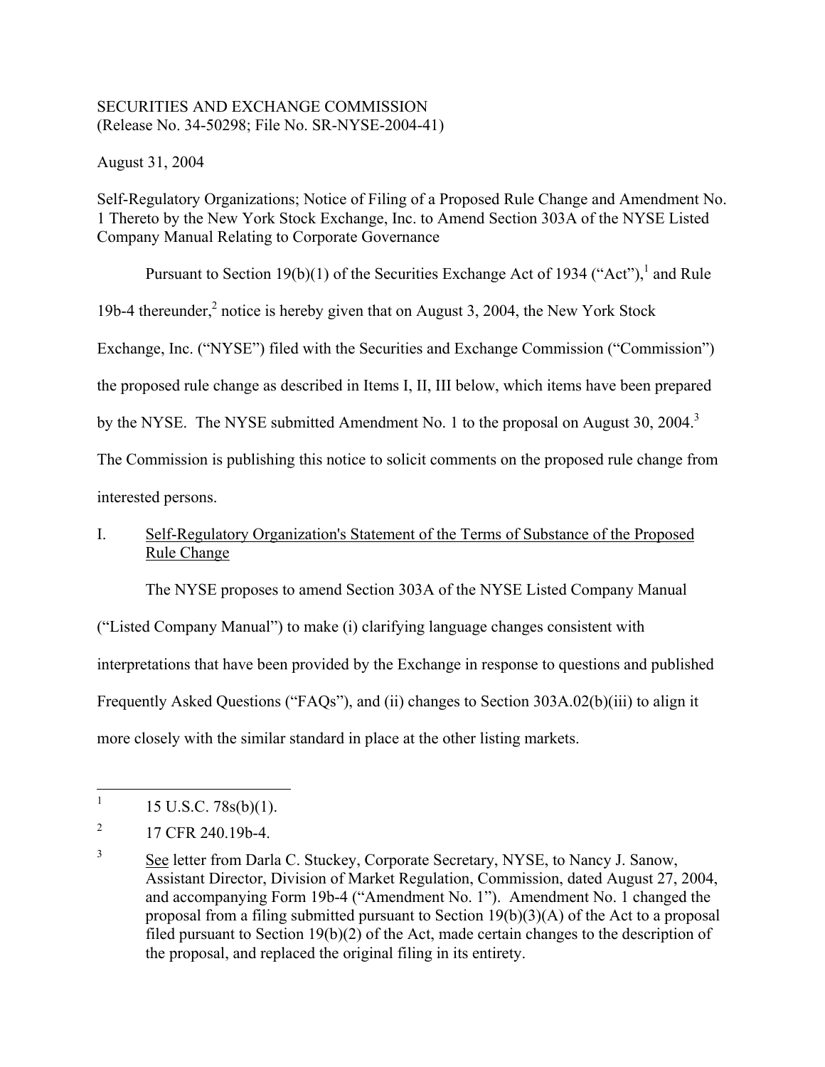SECURITIES AND EXCHANGE COMMISSION
(Release No. 34-50298; File No. SR-NYSE-2004-41)

August 31, 2004

Self-Regulatory Organizations; Notice of Filing of a Proposed Rule Change and Amendment No. 1 Thereto by the New York Stock Exchange, Inc. to Amend Section 303A of the NYSE Listed Company Manual Relating to Corporate Governance

Pursuant to Section 19(b)(1) of the Securities Exchange Act of 1934 ("Act"),[1] and Rule 19b-4 thereunder,[2] notice is hereby given that on August 3, 2004, the New York Stock Exchange, Inc. ("NYSE") filed with the Securities and Exchange Commission ("Commission") the proposed rule change as described in Items I, II, III below, which items have been prepared by the NYSE. The NYSE submitted Amendment No. 1 to the proposal on August 30, 2004.[3] The Commission is publishing this notice to solicit comments on the proposed rule change from interested persons.

## I. Self-Regulatory Organization's Statement of the Terms of Substance of the Proposed Rule Change

The NYSE proposes to amend Section 303A of the NYSE Listed Company Manual ("Listed Company Manual") to make (i) clarifying language changes consistent with interpretations that have been provided by the Exchange in response to questions and published Frequently Asked Questions ("FAQs"), and (ii) changes to Section 303A.02(b)(iii) to align it more closely with the similar standard in place at the other listing markets.

---

[1] 15 U.S.C. 78s(b)(1).

[2] 17 CFR 240.19b-4.

[3] See letter from Darla C. Stuckey, Corporate Secretary, NYSE, to Nancy J. Sanow, Assistant Director, Division of Market Regulation, Commission, dated August 27, 2004, and accompanying Form 19b-4 ("Amendment No. 1"). Amendment No. 1 changed the proposal from a filing submitted pursuant to Section 19(b)(3)(A) of the Act to a proposal filed pursuant to Section 19(b)(2) of the Act, made certain changes to the description of the proposal, and replaced the original filing in its entirety.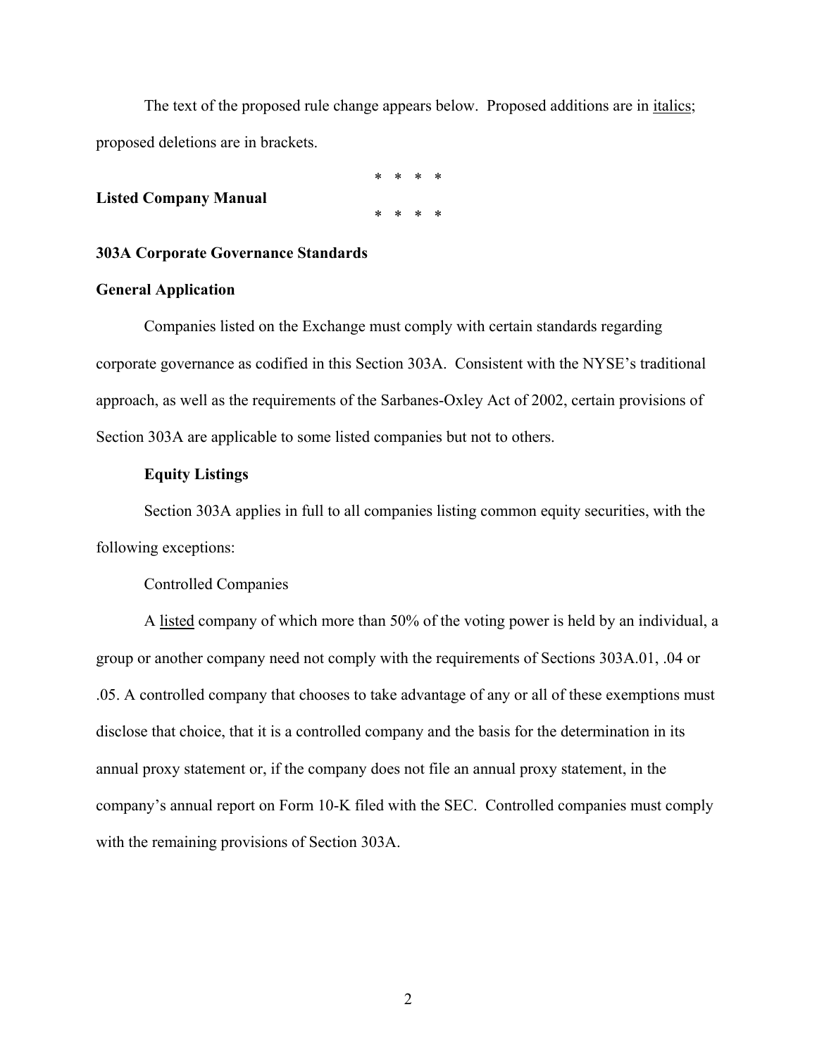The text of the proposed rule change appears below. Proposed additions are in _italics_; proposed deletions are in brackets.

\* \* \* \*

**Listed Company Manual**

\* \* \* \*

**303A Corporate Governance Standards**

**General Application**

Companies listed on the Exchange must comply with certain standards regarding corporate governance as codified in this Section 303A. Consistent with the NYSE's traditional approach, as well as the requirements of the Sarbanes-Oxley Act of 2002, certain provisions of Section 303A are applicable to some listed companies but not to others.

**Equity Listings**

Section 303A applies in full to all companies listing common equity securities, with the following exceptions:

Controlled Companies

A _listed_ company of which more than 50% of the voting power is held by an individual, a group or another company need not comply with the requirements of Sections 303A.01, .04 or .05. A controlled company that chooses to take advantage of any or all of these exemptions must disclose that choice, that it is a controlled company and the basis for the determination in its annual proxy statement or, if the company does not file an annual proxy statement, in the company's annual report on Form 10-K filed with the SEC. Controlled companies must comply with the remaining provisions of Section 303A.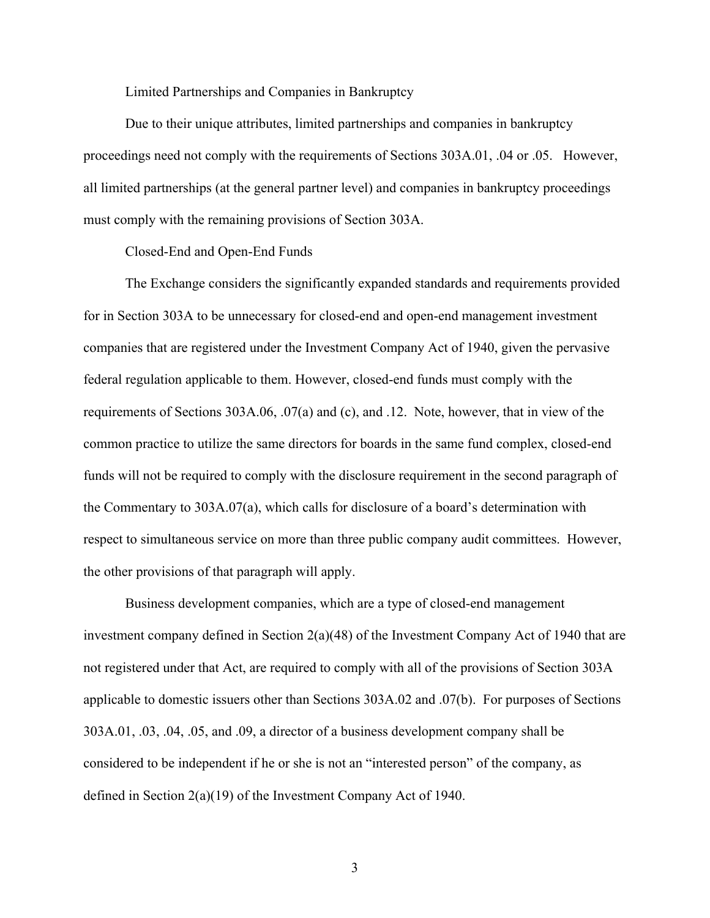### Limited Partnerships and Companies in Bankruptcy

Due to their unique attributes, limited partnerships and companies in bankruptcy proceedings need not comply with the requirements of Sections 303A.01, .04 or .05. However, all limited partnerships (at the general partner level) and companies in bankruptcy proceedings must comply with the remaining provisions of Section 303A.

### Closed-End and Open-End Funds

The Exchange considers the significantly expanded standards and requirements provided for in Section 303A to be unnecessary for closed-end and open-end management investment companies that are registered under the Investment Company Act of 1940, given the pervasive federal regulation applicable to them. However, closed-end funds must comply with the requirements of Sections 303A.06, .07(a) and (c), and .12. Note, however, that in view of the common practice to utilize the same directors for boards in the same fund complex, closed-end funds will not be required to comply with the disclosure requirement in the second paragraph of the Commentary to 303A.07(a), which calls for disclosure of a board's determination with respect to simultaneous service on more than three public company audit committees. However, the other provisions of that paragraph will apply.

Business development companies, which are a type of closed-end management investment company defined in Section 2(a)(48) of the Investment Company Act of 1940 that are not registered under that Act, are required to comply with all of the provisions of Section 303A applicable to domestic issuers other than Sections 303A.02 and .07(b). For purposes of Sections 303A.01, .03, .04, .05, and .09, a director of a business development company shall be considered to be independent if he or she is not an "interested person" of the company, as defined in Section 2(a)(19) of the Investment Company Act of 1940.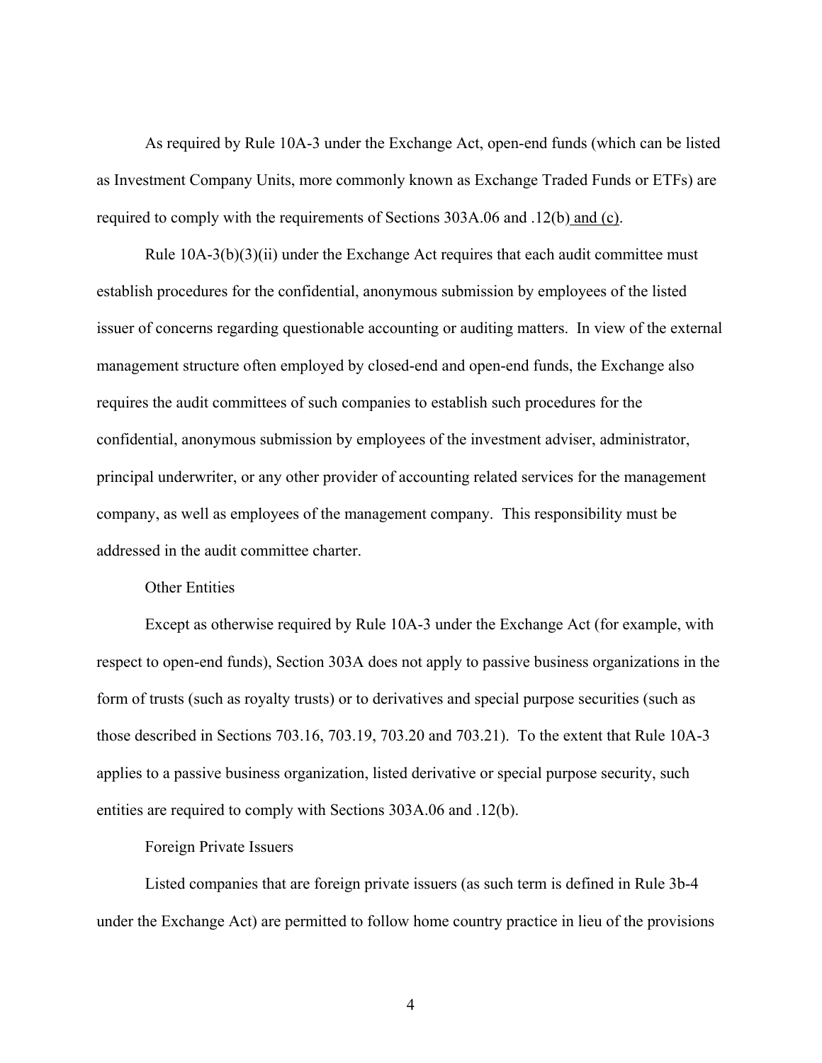As required by Rule 10A-3 under the Exchange Act, open-end funds (which can be listed as Investment Company Units, more commonly known as Exchange Traded Funds or ETFs) are required to comply with the requirements of Sections 303A.06 and .12(b) and (c).

Rule 10A-3(b)(3)(ii) under the Exchange Act requires that each audit committee must establish procedures for the confidential, anonymous submission by employees of the listed issuer of concerns regarding questionable accounting or auditing matters. In view of the external management structure often employed by closed-end and open-end funds, the Exchange also requires the audit committees of such companies to establish such procedures for the confidential, anonymous submission by employees of the investment adviser, administrator, principal underwriter, or any other provider of accounting related services for the management company, as well as employees of the management company. This responsibility must be addressed in the audit committee charter.

Other Entities

Except as otherwise required by Rule 10A-3 under the Exchange Act (for example, with respect to open-end funds), Section 303A does not apply to passive business organizations in the form of trusts (such as royalty trusts) or to derivatives and special purpose securities (such as those described in Sections 703.16, 703.19, 703.20 and 703.21). To the extent that Rule 10A-3 applies to a passive business organization, listed derivative or special purpose security, such entities are required to comply with Sections 303A.06 and .12(b).

Foreign Private Issuers

Listed companies that are foreign private issuers (as such term is defined in Rule 3b-4 under the Exchange Act) are permitted to follow home country practice in lieu of the provisions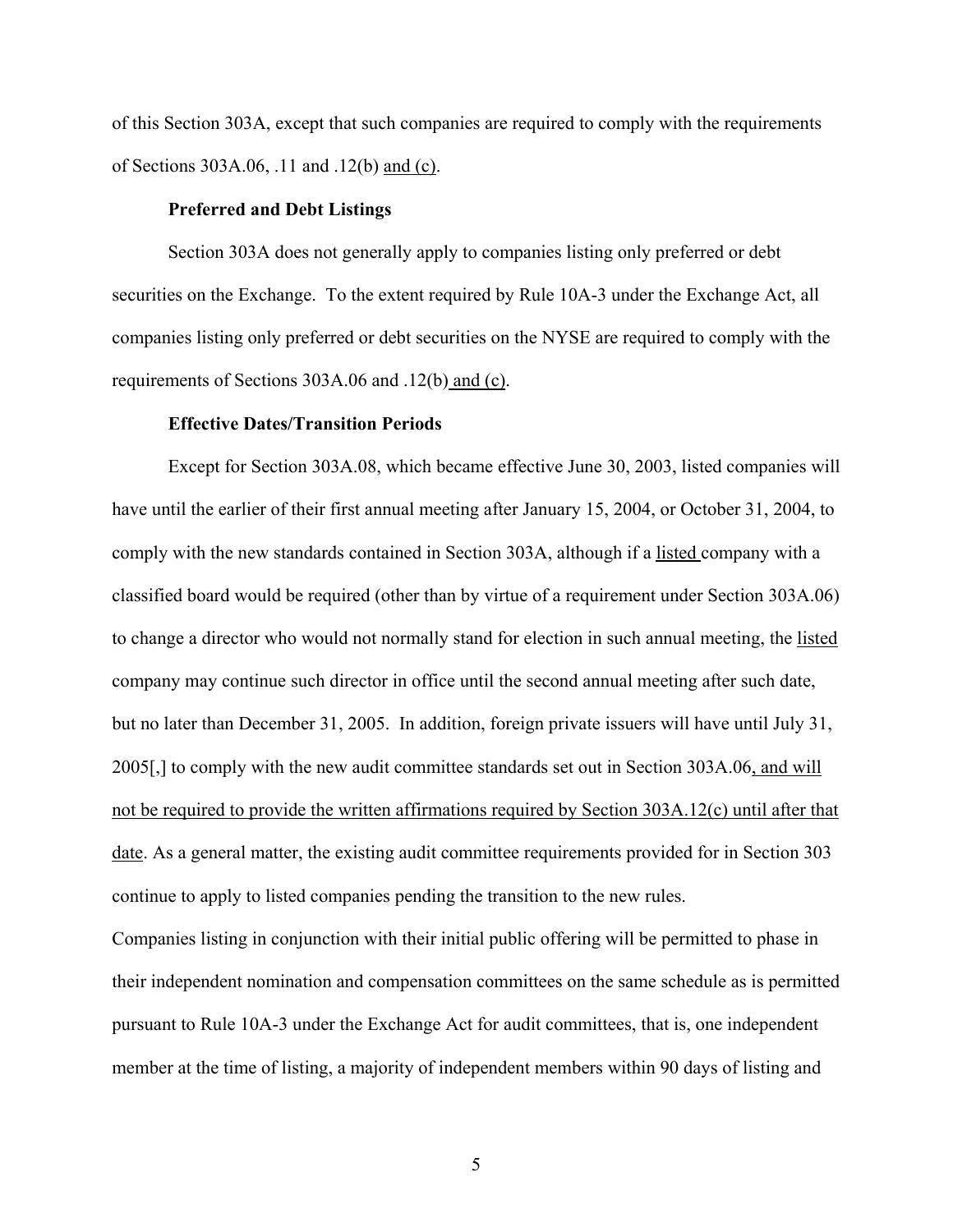of this Section 303A, except that such companies are required to comply with the requirements of Sections 303A.06, .11 and .12(b) and (c).

**Preferred and Debt Listings**

Section 303A does not generally apply to companies listing only preferred or debt securities on the Exchange. To the extent required by Rule 10A-3 under the Exchange Act, all companies listing only preferred or debt securities on the NYSE are required to comply with the requirements of Sections 303A.06 and .12(b) and (c).

**Effective Dates/Transition Periods**

Except for Section 303A.08, which became effective June 30, 2003, listed companies will have until the earlier of their first annual meeting after January 15, 2004, or October 31, 2004, to comply with the new standards contained in Section 303A, although if a listed company with a classified board would be required (other than by virtue of a requirement under Section 303A.06) to change a director who would not normally stand for election in such annual meeting, the listed company may continue such director in office until the second annual meeting after such date, but no later than December 31, 2005. In addition, foreign private issuers will have until July 31, 2005[,] to comply with the new audit committee standards set out in Section 303A.06, and will not be required to provide the written affirmations required by Section 303A.12(c) until after that date. As a general matter, the existing audit committee requirements provided for in Section 303 continue to apply to listed companies pending the transition to the new rules.

Companies listing in conjunction with their initial public offering will be permitted to phase in their independent nomination and compensation committees on the same schedule as is permitted pursuant to Rule 10A-3 under the Exchange Act for audit committees, that is, one independent member at the time of listing, a majority of independent members within 90 days of listing and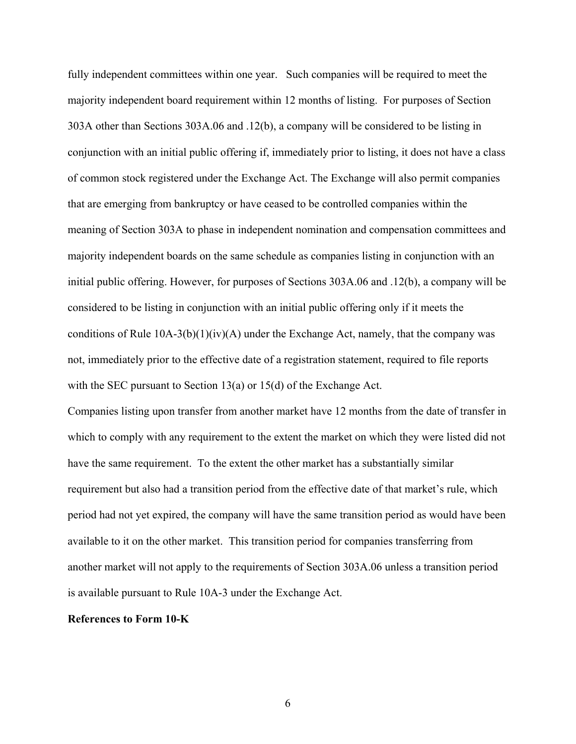fully independent committees within one year. Such companies will be required to meet the majority independent board requirement within 12 months of listing. For purposes of Section 303A other than Sections 303A.06 and .12(b), a company will be considered to be listing in conjunction with an initial public offering if, immediately prior to listing, it does not have a class of common stock registered under the Exchange Act. The Exchange will also permit companies that are emerging from bankruptcy or have ceased to be controlled companies within the meaning of Section 303A to phase in independent nomination and compensation committees and majority independent boards on the same schedule as companies listing in conjunction with an initial public offering. However, for purposes of Sections 303A.06 and .12(b), a company will be considered to be listing in conjunction with an initial public offering only if it meets the conditions of Rule 10A-3(b)(1)(iv)(A) under the Exchange Act, namely, that the company was not, immediately prior to the effective date of a registration statement, required to file reports with the SEC pursuant to Section 13(a) or 15(d) of the Exchange Act.

Companies listing upon transfer from another market have 12 months from the date of transfer in which to comply with any requirement to the extent the market on which they were listed did not have the same requirement. To the extent the other market has a substantially similar requirement but also had a transition period from the effective date of that market's rule, which period had not yet expired, the company will have the same transition period as would have been available to it on the other market. This transition period for companies transferring from another market will not apply to the requirements of Section 303A.06 unless a transition period is available pursuant to Rule 10A-3 under the Exchange Act.

**References to Form 10-K**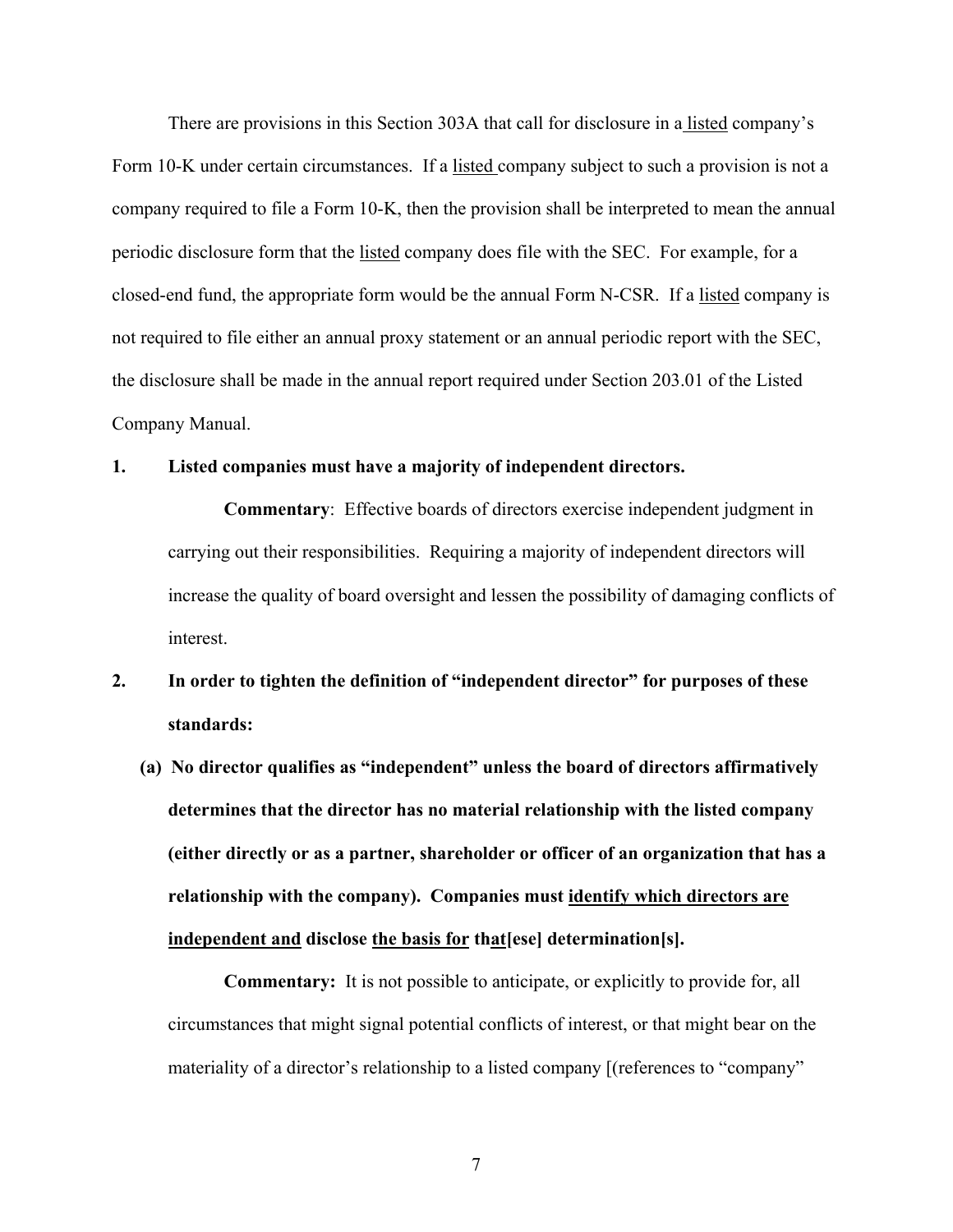There are provisions in this Section 303A that call for disclosure in a listed company's Form 10-K under certain circumstances. If a listed company subject to such a provision is not a company required to file a Form 10-K, then the provision shall be interpreted to mean the annual periodic disclosure form that the listed company does file with the SEC. For example, for a closed-end fund, the appropriate form would be the annual Form N-CSR. If a listed company is not required to file either an annual proxy statement or an annual periodic report with the SEC, the disclosure shall be made in the annual report required under Section 203.01 of the Listed Company Manual.

**1. Listed companies must have a majority of independent directors.**

**Commentary**: Effective boards of directors exercise independent judgment in carrying out their responsibilities. Requiring a majority of independent directors will increase the quality of board oversight and lessen the possibility of damaging conflicts of interest.

**2. In order to tighten the definition of "independent director" for purposes of these standards:**

**(a) No director qualifies as "independent" unless the board of directors affirmatively determines that the director has no material relationship with the listed company (either directly or as a partner, shareholder or officer of an organization that has a relationship with the company). Companies must identify which directors are independent and disclose the basis for that[ese] determination[s].**

**Commentary:** It is not possible to anticipate, or explicitly to provide for, all circumstances that might signal potential conflicts of interest, or that might bear on the materiality of a director's relationship to a listed company [(references to "company"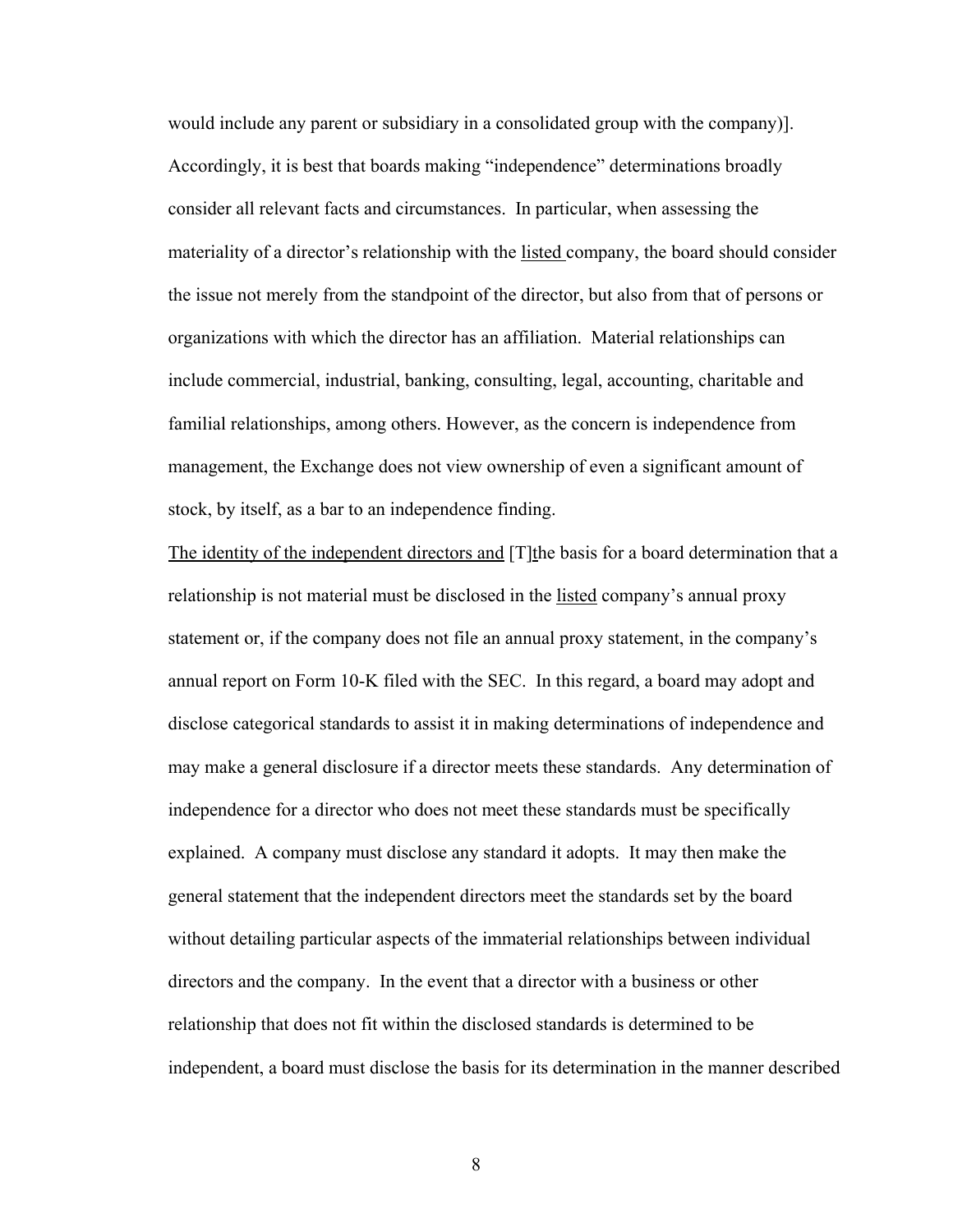would include any parent or subsidiary in a consolidated group with the company)]. Accordingly, it is best that boards making "independence" determinations broadly consider all relevant facts and circumstances. In particular, when assessing the materiality of a director's relationship with the <u>listed</u> company, the board should consider the issue not merely from the standpoint of the director, but also from that of persons or organizations with which the director has an affiliation. Material relationships can include commercial, industrial, banking, consulting, legal, accounting, charitable and familial relationships, among others. However, as the concern is independence from management, the Exchange does not view ownership of even a significant amount of stock, by itself, as a bar to an independence finding.

<u>The identity of the independent directors and</u> [T]<u>t</u>he basis for a board determination that a relationship is not material must be disclosed in the <u>listed</u> company's annual proxy statement or, if the company does not file an annual proxy statement, in the company's annual report on Form 10-K filed with the SEC. In this regard, a board may adopt and disclose categorical standards to assist it in making determinations of independence and may make a general disclosure if a director meets these standards. Any determination of independence for a director who does not meet these standards must be specifically explained. A company must disclose any standard it adopts. It may then make the general statement that the independent directors meet the standards set by the board without detailing particular aspects of the immaterial relationships between individual directors and the company. In the event that a director with a business or other relationship that does not fit within the disclosed standards is determined to be independent, a board must disclose the basis for its determination in the manner described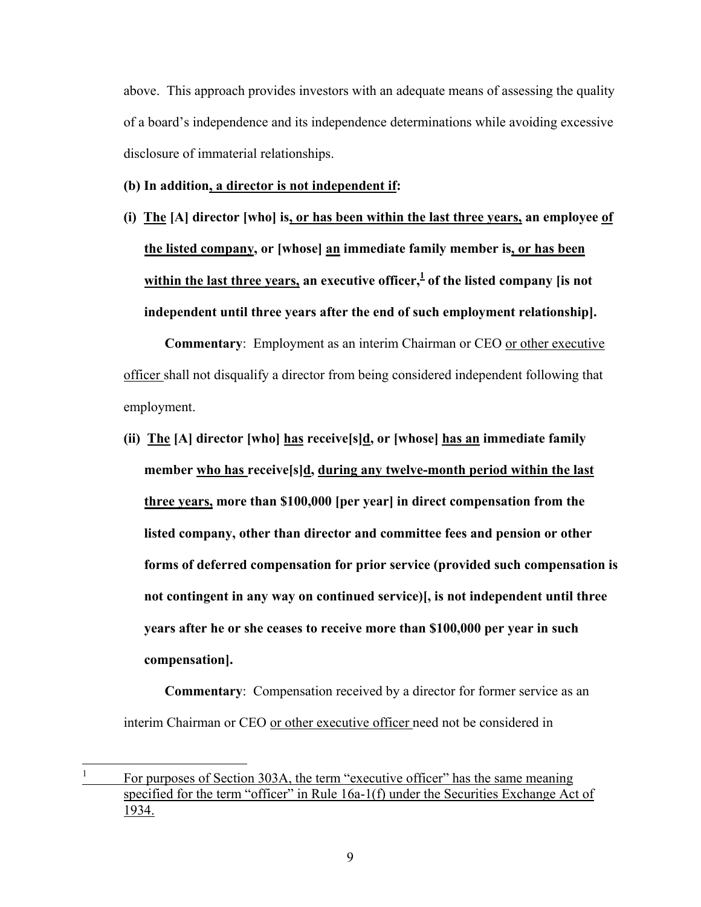above. This approach provides investors with an adequate means of assessing the quality of a board's independence and its independence determinations while avoiding excessive disclosure of immaterial relationships.

**(b) In addition<u>, a director is not independent if</u>:**

**(i) <u>The</u> [A] director [who] is<u>, or has been within the last three years,</u> an employee <u>of the listed company</u>, or [whose] <u>an</u> immediate family member is<u>, or has been within the last three years,</u> an executive officer,[1] of the listed company [is not independent until three years after the end of such employment relationship].**

**Commentary**: Employment as an interim Chairman or CEO <u>or other executive officer</u> shall not disqualify a director from being considered independent following that employment.

**(ii) <u>The</u> [A] director [who] <u>has</u> receive[s]<u>d</u>, or [whose] <u>has an</u> immediate family member <u>who has</u> receive[s]<u>d</u>, <u>during any twelve-month period within the last three years,</u> more than $100,000 [per year] in direct compensation from the listed company, other than director and committee fees and pension or other forms of deferred compensation for prior service (provided such compensation is not contingent in any way on continued service)[, is not independent until three years after he or she ceases to receive more than $100,000 per year in such compensation].**

**Commentary**: Compensation received by a director for former service as an interim Chairman or CEO <u>or other executive officer</u> need not be considered in

---

[1] <u>For purposes of Section 303A, the term "executive officer" has the same meaning specified for the term "officer" in Rule 16a-1(f) under the Securities Exchange Act of 1934.</u>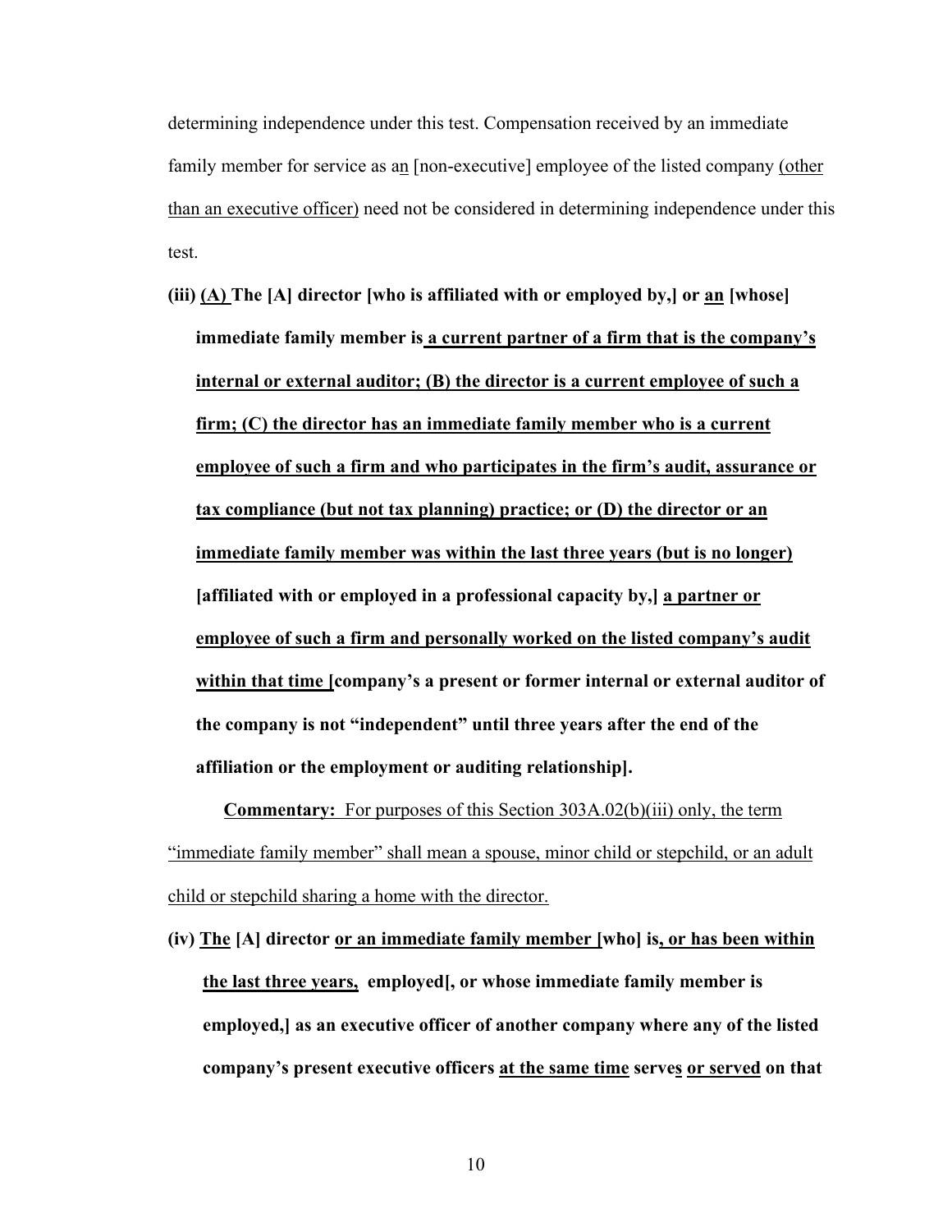determining independence under this test. Compensation received by an immediate family member for service as an [non-executive] employee of the listed company (other than an executive officer) need not be considered in determining independence under this test.

**(iii) (A) The [A] director [who is affiliated with or employed by,] or an [whose] immediate family member is a current partner of a firm that is the company's internal or external auditor; (B) the director is a current employee of such a firm; (C) the director has an immediate family member who is a current employee of such a firm and who participates in the firm's audit, assurance or tax compliance (but not tax planning) practice; or (D) the director or an immediate family member was within the last three years (but is no longer) [affiliated with or employed in a professional capacity by,] a partner or employee of such a firm and personally worked on the listed company's audit within that time [company's a present or former internal or external auditor of the company is not "independent" until three years after the end of the affiliation or the employment or auditing relationship].**

**Commentary:** For purposes of this Section 303A.02(b)(iii) only, the term "immediate family member" shall mean a spouse, minor child or stepchild, or an adult child or stepchild sharing a home with the director.

**(iv) The [A] director or an immediate family member [who] is, or has been within the last three years, employed[, or whose immediate family member is employed,] as an executive officer of another company where any of the listed company's present executive officers at the same time serves or served on that**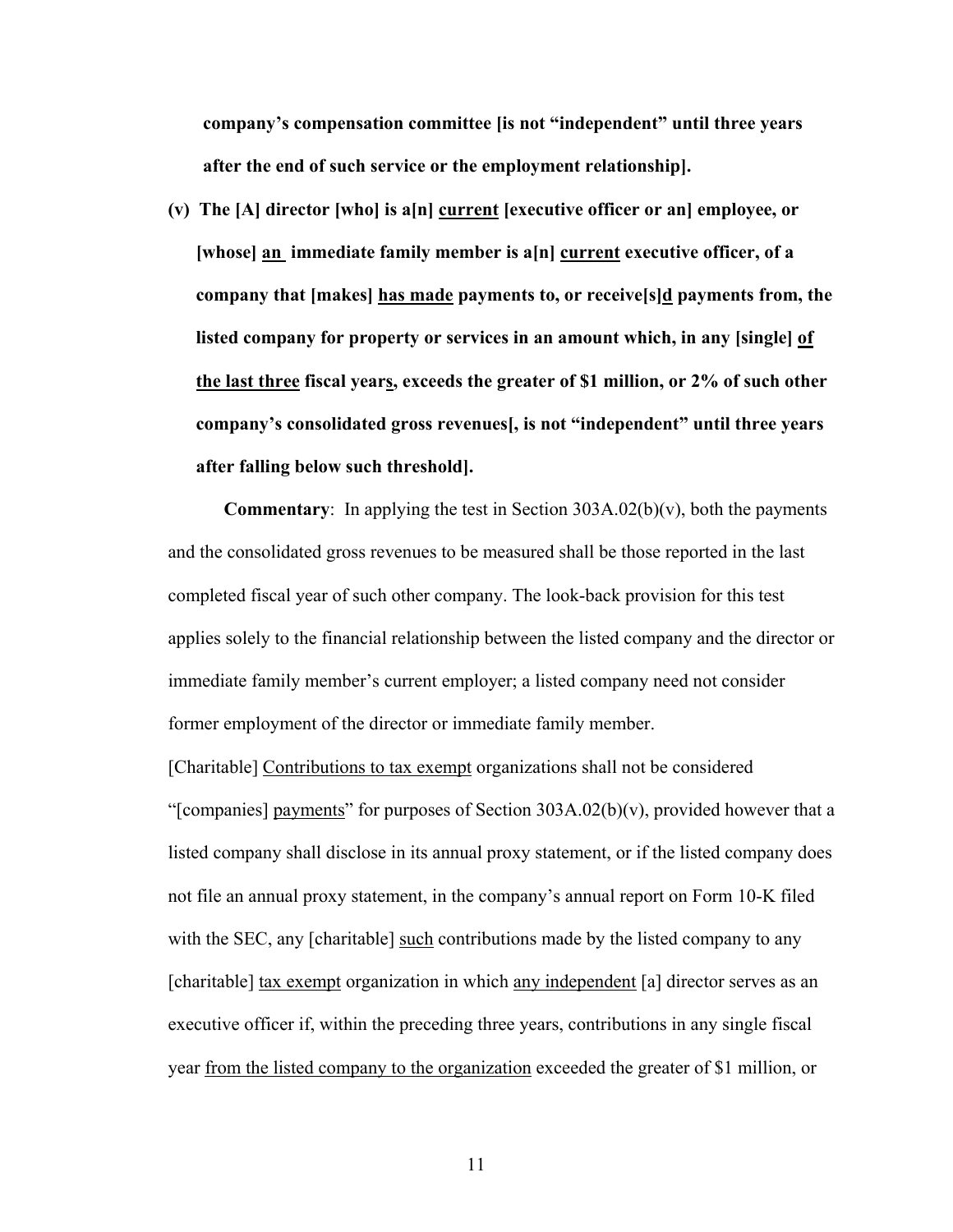**company's compensation committee [is not "independent" until three years after the end of such service or the employment relationship].**

**(v) The [A] director [who] is a[n] <u>current</u> [executive officer or an] employee, or [whose] <u>an</u> immediate family member is a[n] <u>current</u> executive officer, of a company that [makes] <u>has made</u> payments to, or receive[s]<u>d</u> payments from, the listed company for property or services in an amount which, in any [single] <u>of the last three</u> fiscal year<u>s</u>, exceeds the greater of $1 million, or 2% of such other company's consolidated gross revenues[, is not "independent" until three years after falling below such threshold].**

**Commentary**: In applying the test in Section 303A.02(b)(v), both the payments and the consolidated gross revenues to be measured shall be those reported in the last completed fiscal year of such other company. The look-back provision for this test applies solely to the financial relationship between the listed company and the director or immediate family member's current employer; a listed company need not consider former employment of the director or immediate family member.

[Charitable] <u>Contributions to tax exempt</u> organizations shall not be considered "[companies] <u>payments</u>" for purposes of Section 303A.02(b)(v), provided however that a listed company shall disclose in its annual proxy statement, or if the listed company does not file an annual proxy statement, in the company's annual report on Form 10-K filed with the SEC, any [charitable] <u>such</u> contributions made by the listed company to any [charitable] <u>tax exempt</u> organization in which <u>any independent</u> [a] director serves as an executive officer if, within the preceding three years, contributions in any single fiscal year <u>from the listed company to the organization</u> exceeded the greater of $1 million, or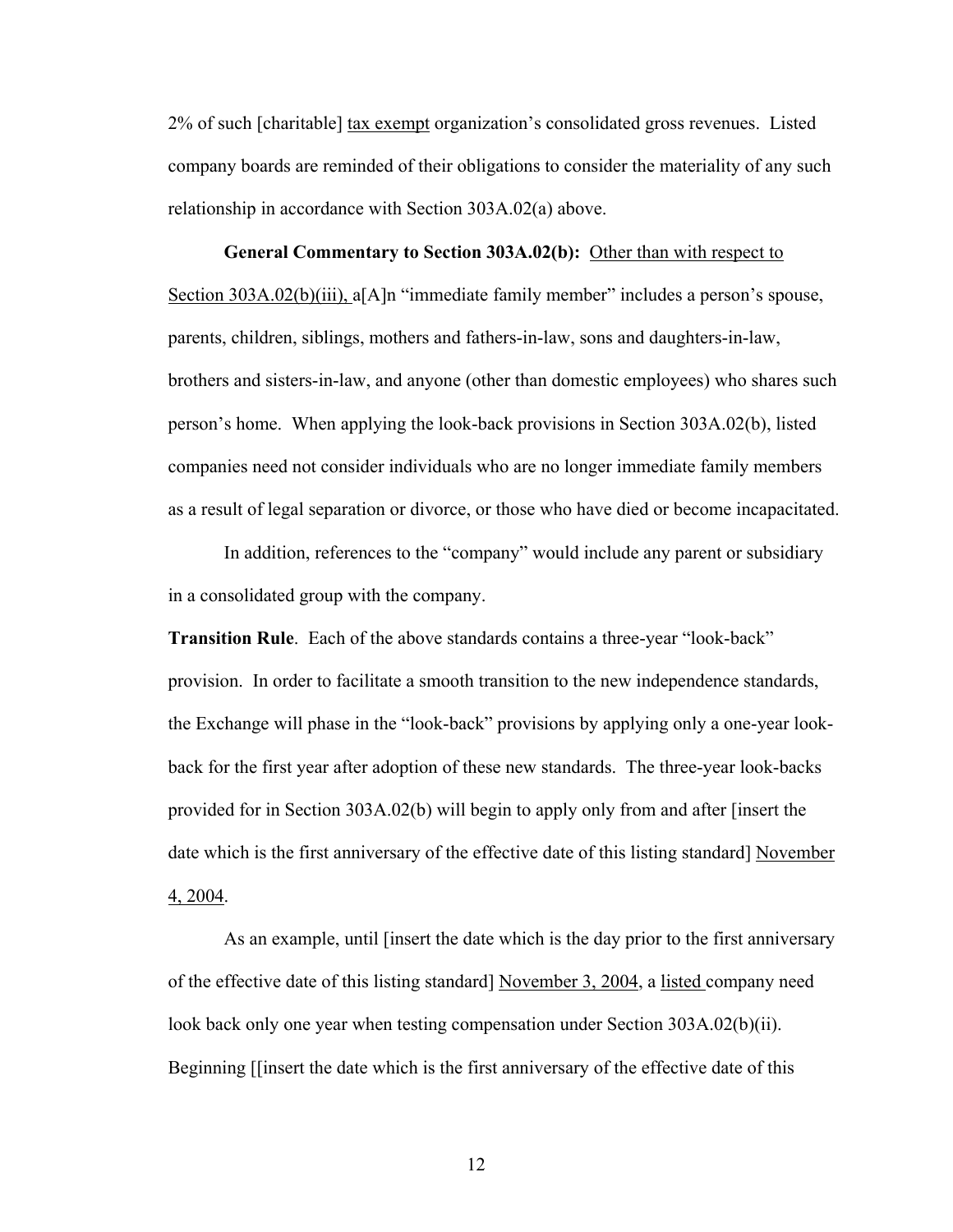2% of such [charitable] tax exempt organization's consolidated gross revenues. Listed company boards are reminded of their obligations to consider the materiality of any such relationship in accordance with Section 303A.02(a) above.

**General Commentary to Section 303A.02(b):** Other than with respect to Section 303A.02(b)(iii), a[A]n "immediate family member" includes a person's spouse, parents, children, siblings, mothers and fathers-in-law, sons and daughters-in-law, brothers and sisters-in-law, and anyone (other than domestic employees) who shares such person's home. When applying the look-back provisions in Section 303A.02(b), listed companies need not consider individuals who are no longer immediate family members as a result of legal separation or divorce, or those who have died or become incapacitated.

In addition, references to the "company" would include any parent or subsidiary in a consolidated group with the company.

**Transition Rule**. Each of the above standards contains a three-year "look-back" provision. In order to facilitate a smooth transition to the new independence standards, the Exchange will phase in the "look-back" provisions by applying only a one-year look-back for the first year after adoption of these new standards. The three-year look-backs provided for in Section 303A.02(b) will begin to apply only from and after [insert the date which is the first anniversary of the effective date of this listing standard] November 4, 2004.

As an example, until [insert the date which is the day prior to the first anniversary of the effective date of this listing standard] November 3, 2004, a listed company need look back only one year when testing compensation under Section 303A.02(b)(ii). Beginning [[insert the date which is the first anniversary of the effective date of this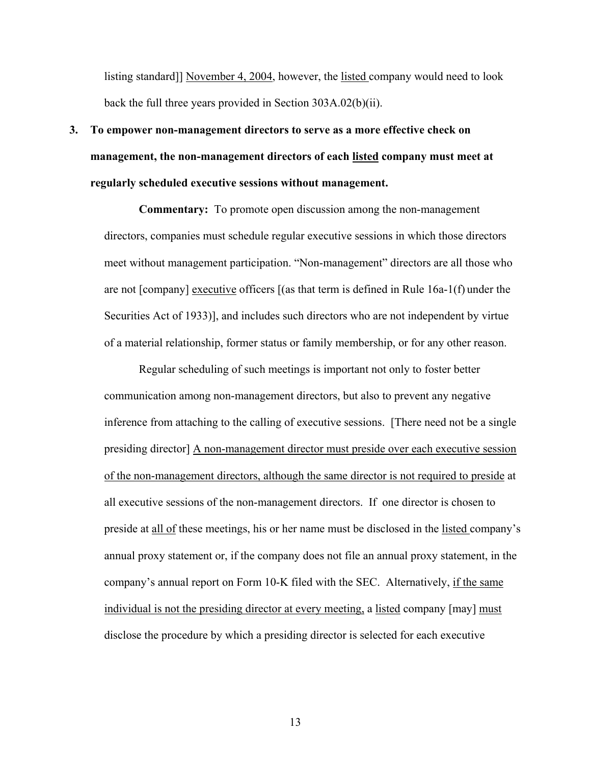listing standard]] November 4, 2004, however, the listed company would need to look back the full three years provided in Section 303A.02(b)(ii).

**3. To empower non-management directors to serve as a more effective check on management, the non-management directors of each listed company must meet at regularly scheduled executive sessions without management.**

**Commentary:** To promote open discussion among the non-management directors, companies must schedule regular executive sessions in which those directors meet without management participation. "Non-management" directors are all those who are not [company] executive officers [(as that term is defined in Rule 16a-1(f) under the Securities Act of 1933)], and includes such directors who are not independent by virtue of a material relationship, former status or family membership, or for any other reason.

Regular scheduling of such meetings is important not only to foster better communication among non-management directors, but also to prevent any negative inference from attaching to the calling of executive sessions. [There need not be a single presiding director] A non-management director must preside over each executive session of the non-management directors, although the same director is not required to preside at all executive sessions of the non-management directors. If one director is chosen to preside at all of these meetings, his or her name must be disclosed in the listed company's annual proxy statement or, if the company does not file an annual proxy statement, in the company's annual report on Form 10-K filed with the SEC. Alternatively, if the same individual is not the presiding director at every meeting, a listed company [may] must disclose the procedure by which a presiding director is selected for each executive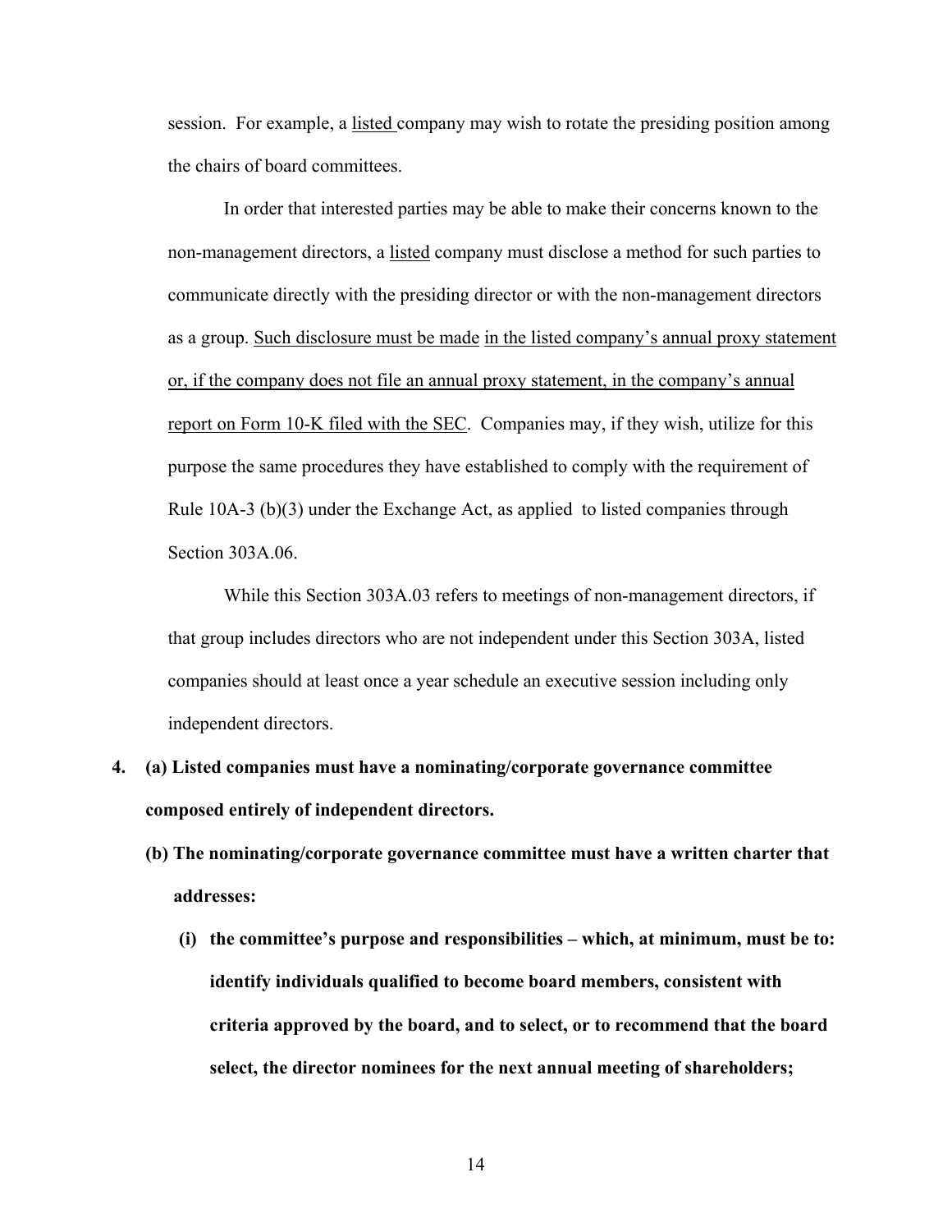session. For example, a listed company may wish to rotate the presiding position among the chairs of board committees.

In order that interested parties may be able to make their concerns known to the non-management directors, a listed company must disclose a method for such parties to communicate directly with the presiding director or with the non-management directors as a group. Such disclosure must be made in the listed company's annual proxy statement or, if the company does not file an annual proxy statement, in the company's annual report on Form 10-K filed with the SEC. Companies may, if they wish, utilize for this purpose the same procedures they have established to comply with the requirement of Rule 10A-3 (b)(3) under the Exchange Act, as applied to listed companies through Section 303A.06.

While this Section 303A.03 refers to meetings of non-management directors, if that group includes directors who are not independent under this Section 303A, listed companies should at least once a year schedule an executive session including only independent directors.

**4. (a) Listed companies must have a nominating/corporate governance committee composed entirely of independent directors.**

**(b) The nominating/corporate governance committee must have a written charter that addresses:**

**(i) the committee's purpose and responsibilities – which, at minimum, must be to: identify individuals qualified to become board members, consistent with criteria approved by the board, and to select, or to recommend that the board select, the director nominees for the next annual meeting of shareholders;**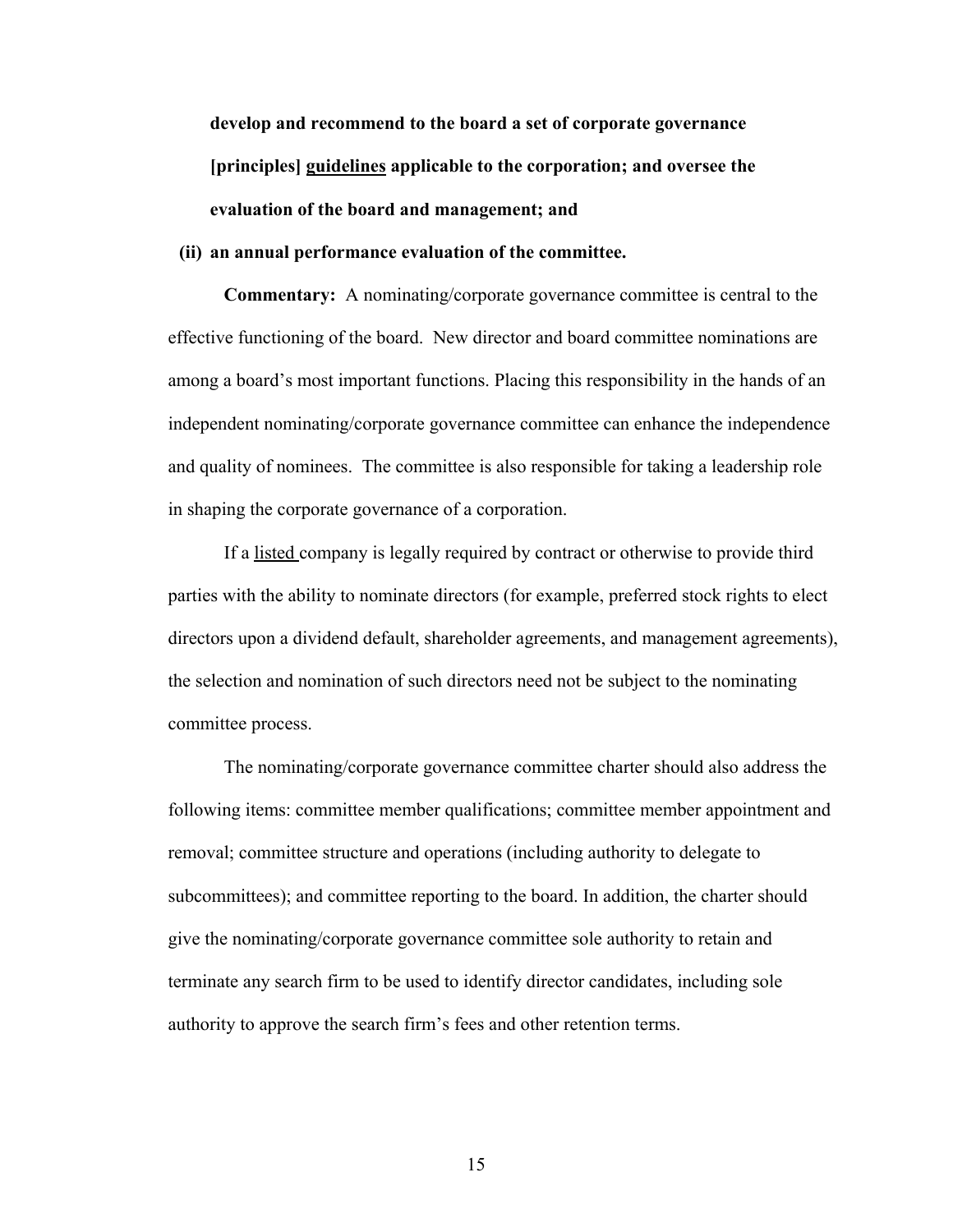**develop and recommend to the board a set of corporate governance [principles] <u>guidelines</u> applicable to the corporation; and oversee the evaluation of the board and management; and**

**(ii) an annual performance evaluation of the committee.**

**Commentary:** A nominating/corporate governance committee is central to the effective functioning of the board. New director and board committee nominations are among a board's most important functions. Placing this responsibility in the hands of an independent nominating/corporate governance committee can enhance the independence and quality of nominees. The committee is also responsible for taking a leadership role in shaping the corporate governance of a corporation.

If a <u>listed</u> company is legally required by contract or otherwise to provide third parties with the ability to nominate directors (for example, preferred stock rights to elect directors upon a dividend default, shareholder agreements, and management agreements), the selection and nomination of such directors need not be subject to the nominating committee process.

The nominating/corporate governance committee charter should also address the following items: committee member qualifications; committee member appointment and removal; committee structure and operations (including authority to delegate to subcommittees); and committee reporting to the board. In addition, the charter should give the nominating/corporate governance committee sole authority to retain and terminate any search firm to be used to identify director candidates, including sole authority to approve the search firm's fees and other retention terms.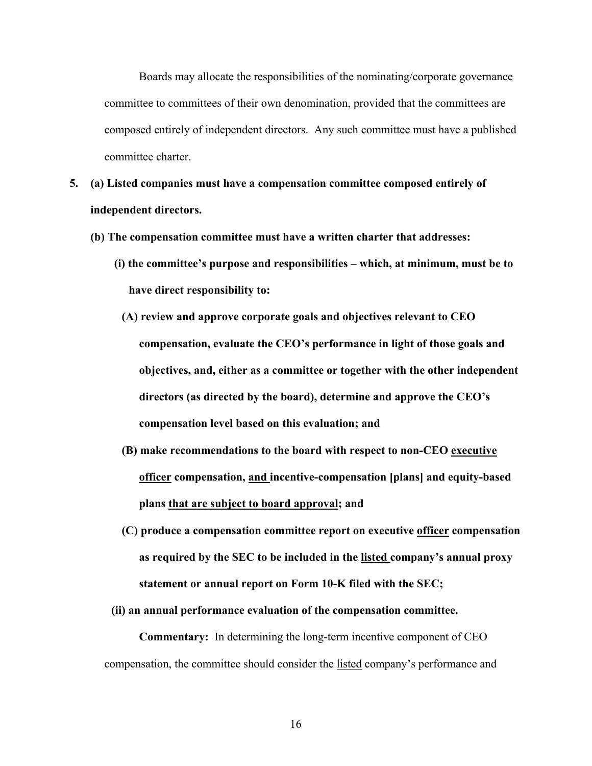Boards may allocate the responsibilities of the nominating/corporate governance committee to committees of their own denomination, provided that the committees are composed entirely of independent directors. Any such committee must have a published committee charter.

**5. (a) Listed companies must have a compensation committee composed entirely of independent directors.**

**(b) The compensation committee must have a written charter that addresses:**

**(i) the committee's purpose and responsibilities – which, at minimum, must be to have direct responsibility to:**

**(A) review and approve corporate goals and objectives relevant to CEO compensation, evaluate the CEO's performance in light of those goals and objectives, and, either as a committee or together with the other independent directors (as directed by the board), determine and approve the CEO's compensation level based on this evaluation; and**

**(B) make recommendations to the board with respect to non-CEO <u>executive officer</u> compensation, <u>and</u> incentive-compensation [plans] and equity-based plans <u>that are subject to board approval</u>; and**

**(C) produce a compensation committee report on executive <u>officer</u> compensation as required by the SEC to be included in the <u>listed</u> company's annual proxy statement or annual report on Form 10-K filed with the SEC;**

**(ii) an annual performance evaluation of the compensation committee.**

**Commentary:** In determining the long-term incentive component of CEO compensation, the committee should consider the <u>listed</u> company's performance and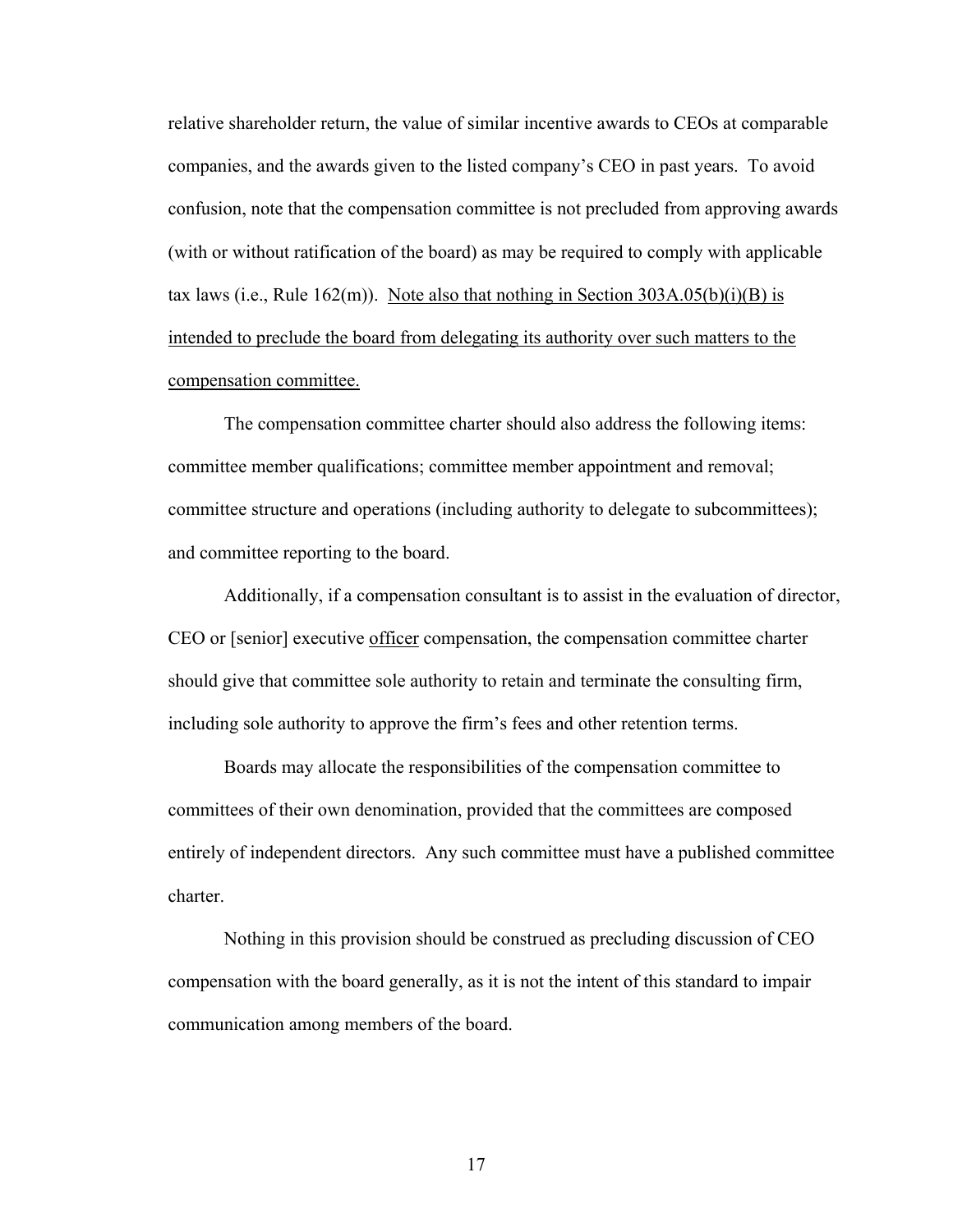relative shareholder return, the value of similar incentive awards to CEOs at comparable companies, and the awards given to the listed company's CEO in past years. To avoid confusion, note that the compensation committee is not precluded from approving awards (with or without ratification of the board) as may be required to comply with applicable tax laws (i.e., Rule 162(m)). <u>Note also that nothing in Section 303A.05(b)(i)(B) is intended to preclude the board from delegating its authority over such matters to the compensation committee.</u>

The compensation committee charter should also address the following items: committee member qualifications; committee member appointment and removal; committee structure and operations (including authority to delegate to subcommittees); and committee reporting to the board.

Additionally, if a compensation consultant is to assist in the evaluation of director, CEO or [senior] executive <u>officer</u> compensation, the compensation committee charter should give that committee sole authority to retain and terminate the consulting firm, including sole authority to approve the firm's fees and other retention terms.

Boards may allocate the responsibilities of the compensation committee to committees of their own denomination, provided that the committees are composed entirely of independent directors. Any such committee must have a published committee charter.

Nothing in this provision should be construed as precluding discussion of CEO compensation with the board generally, as it is not the intent of this standard to impair communication among members of the board.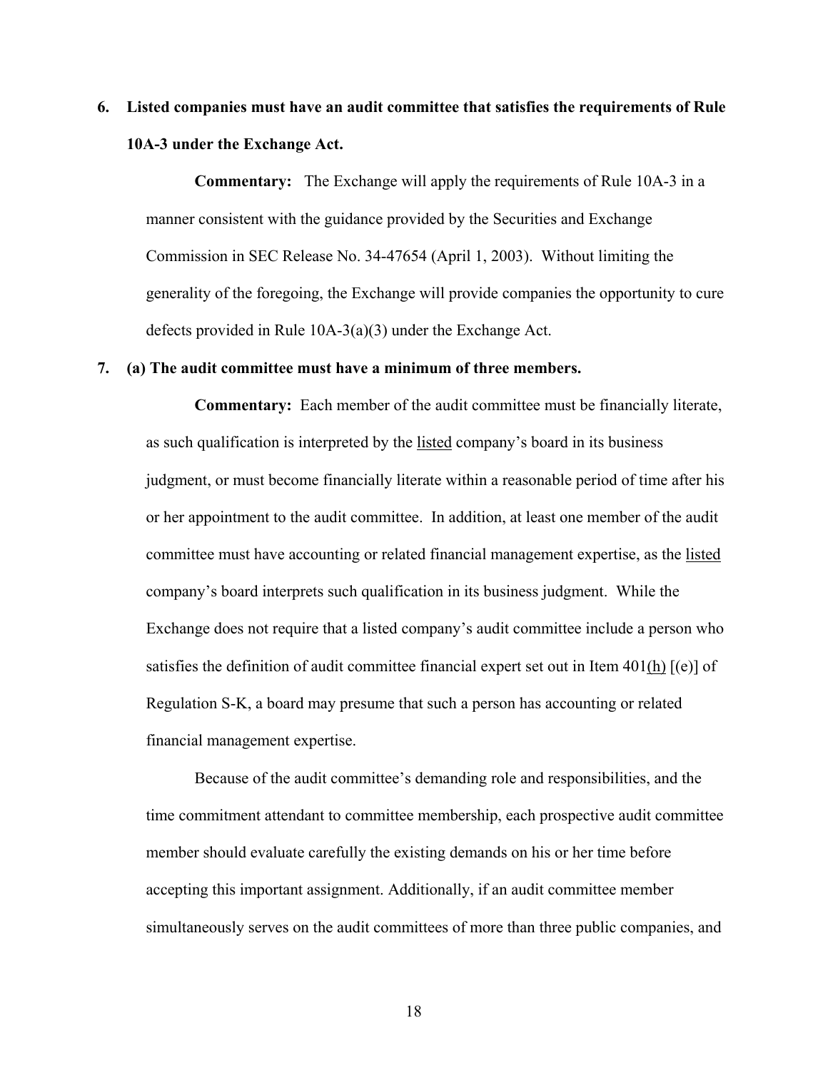**6. Listed companies must have an audit committee that satisfies the requirements of Rule 10A-3 under the Exchange Act.**

**Commentary:** The Exchange will apply the requirements of Rule 10A-3 in a manner consistent with the guidance provided by the Securities and Exchange Commission in SEC Release No. 34-47654 (April 1, 2003). Without limiting the generality of the foregoing, the Exchange will provide companies the opportunity to cure defects provided in Rule 10A-3(a)(3) under the Exchange Act.

**7. (a) The audit committee must have a minimum of three members.**

**Commentary:** Each member of the audit committee must be financially literate, as such qualification is interpreted by the listed company's board in its business judgment, or must become financially literate within a reasonable period of time after his or her appointment to the audit committee. In addition, at least one member of the audit committee must have accounting or related financial management expertise, as the listed company's board interprets such qualification in its business judgment. While the Exchange does not require that a listed company's audit committee include a person who satisfies the definition of audit committee financial expert set out in Item 401(h) [(e)] of Regulation S-K, a board may presume that such a person has accounting or related financial management expertise.

Because of the audit committee's demanding role and responsibilities, and the time commitment attendant to committee membership, each prospective audit committee member should evaluate carefully the existing demands on his or her time before accepting this important assignment. Additionally, if an audit committee member simultaneously serves on the audit committees of more than three public companies, and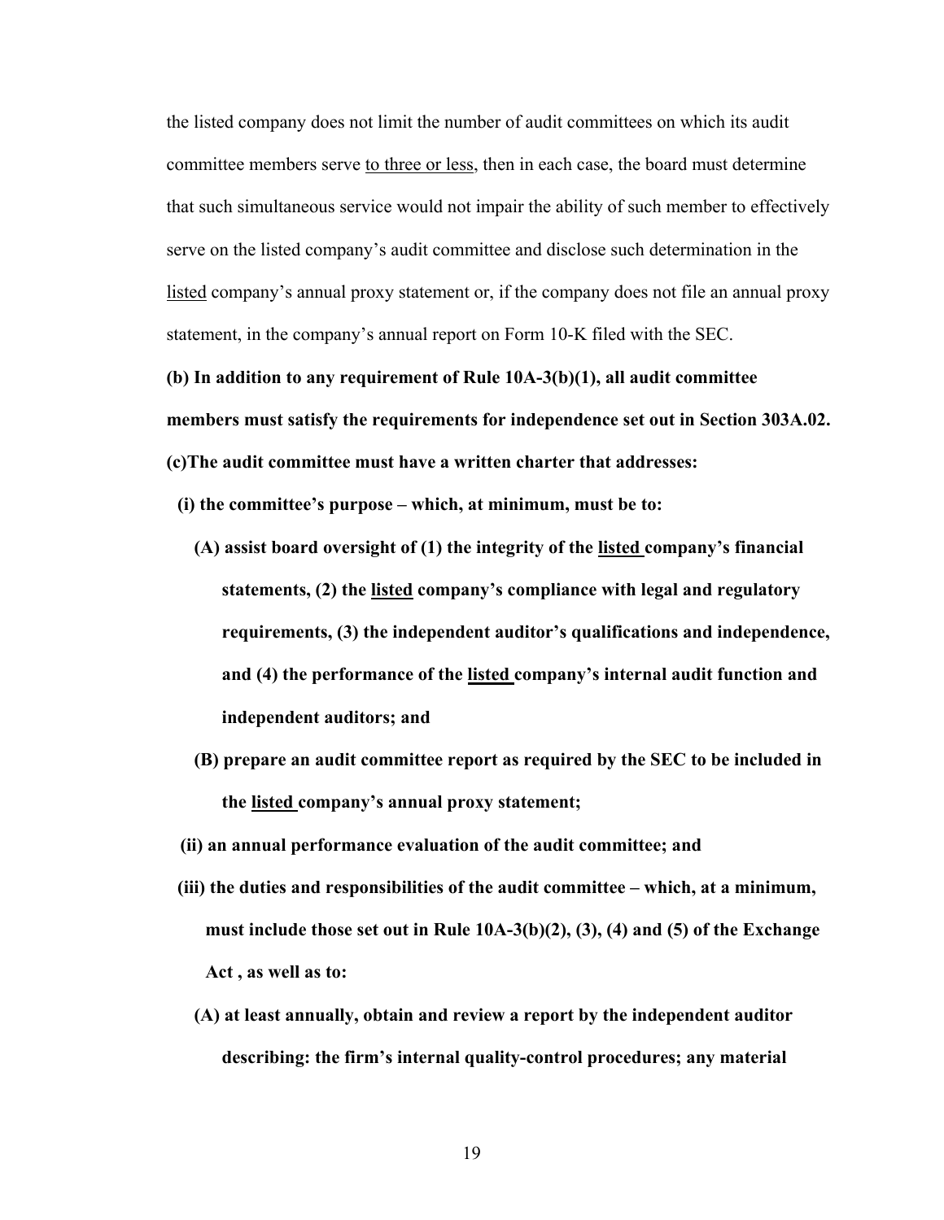the listed company does not limit the number of audit committees on which its audit committee members serve to three or less, then in each case, the board must determine that such simultaneous service would not impair the ability of such member to effectively serve on the listed company's audit committee and disclose such determination in the listed company's annual proxy statement or, if the company does not file an annual proxy statement, in the company's annual report on Form 10-K filed with the SEC.

**(b) In addition to any requirement of Rule 10A-3(b)(1), all audit committee members must satisfy the requirements for independence set out in Section 303A.02.**

**(c)The audit committee must have a written charter that addresses:**

**(i) the committee's purpose – which, at minimum, must be to:**

**(A) assist board oversight of (1) the integrity of the listed company's financial statements, (2) the listed company's compliance with legal and regulatory requirements, (3) the independent auditor's qualifications and independence, and (4) the performance of the listed company's internal audit function and independent auditors; and**

**(B) prepare an audit committee report as required by the SEC to be included in the listed company's annual proxy statement;**

**(ii) an annual performance evaluation of the audit committee; and**

**(iii) the duties and responsibilities of the audit committee – which, at a minimum, must include those set out in Rule 10A-3(b)(2), (3), (4) and (5) of the Exchange Act , as well as to:**

**(A) at least annually, obtain and review a report by the independent auditor describing: the firm's internal quality-control procedures; any material**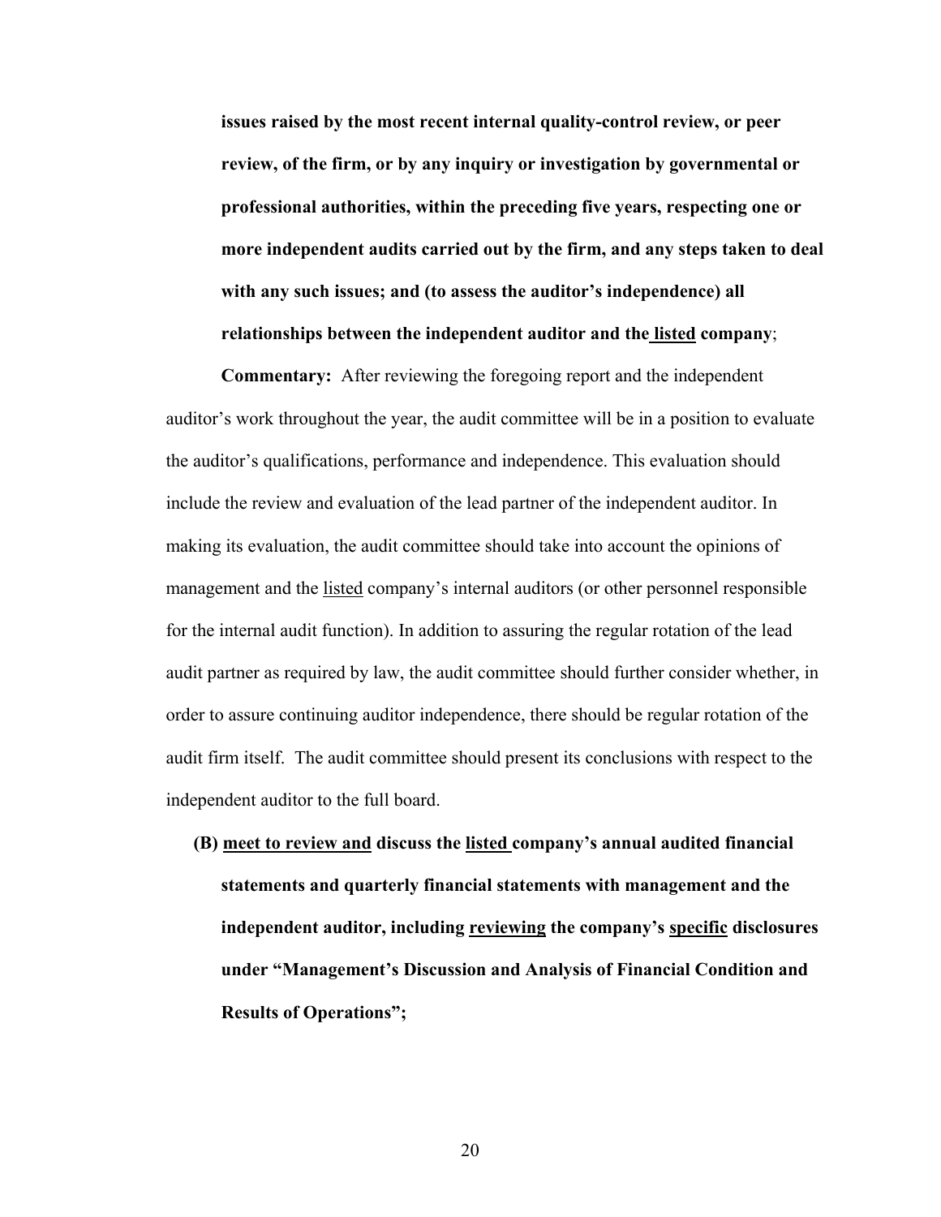**issues raised by the most recent internal quality-control review, or peer review, of the firm, or by any inquiry or investigation by governmental or professional authorities, within the preceding five years, respecting one or more independent audits carried out by the firm, and any steps taken to deal with any such issues; and (to assess the auditor's independence) all relationships between the independent auditor and the <u>listed</u> company**;

**Commentary:** After reviewing the foregoing report and the independent auditor's work throughout the year, the audit committee will be in a position to evaluate the auditor's qualifications, performance and independence. This evaluation should include the review and evaluation of the lead partner of the independent auditor. In making its evaluation, the audit committee should take into account the opinions of management and the <u>listed</u> company's internal auditors (or other personnel responsible for the internal audit function). In addition to assuring the regular rotation of the lead audit partner as required by law, the audit committee should further consider whether, in order to assure continuing auditor independence, there should be regular rotation of the audit firm itself. The audit committee should present its conclusions with respect to the independent auditor to the full board.

**(B) <u>meet to review and</u> discuss the <u>listed</u> company's annual audited financial statements and quarterly financial statements with management and the independent auditor, including <u>reviewing</u> the company's <u>specific</u> disclosures under "Management's Discussion and Analysis of Financial Condition and Results of Operations";**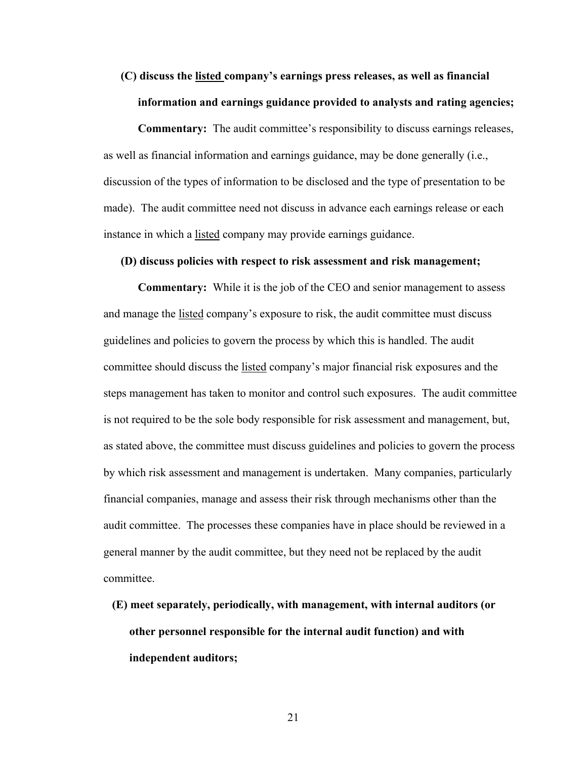**(C) discuss the <u>listed</u> company's earnings press releases, as well as financial information and earnings guidance provided to analysts and rating agencies;**

**Commentary:** The audit committee's responsibility to discuss earnings releases, as well as financial information and earnings guidance, may be done generally (i.e., discussion of the types of information to be disclosed and the type of presentation to be made). The audit committee need not discuss in advance each earnings release or each instance in which a <u>listed</u> company may provide earnings guidance.

**(D) discuss policies with respect to risk assessment and risk management;**

**Commentary:** While it is the job of the CEO and senior management to assess and manage the <u>listed</u> company's exposure to risk, the audit committee must discuss guidelines and policies to govern the process by which this is handled. The audit committee should discuss the <u>listed</u> company's major financial risk exposures and the steps management has taken to monitor and control such exposures. The audit committee is not required to be the sole body responsible for risk assessment and management, but, as stated above, the committee must discuss guidelines and policies to govern the process by which risk assessment and management is undertaken. Many companies, particularly financial companies, manage and assess their risk through mechanisms other than the audit committee. The processes these companies have in place should be reviewed in a general manner by the audit committee, but they need not be replaced by the audit committee.

**(E) meet separately, periodically, with management, with internal auditors (or other personnel responsible for the internal audit function) and with independent auditors;**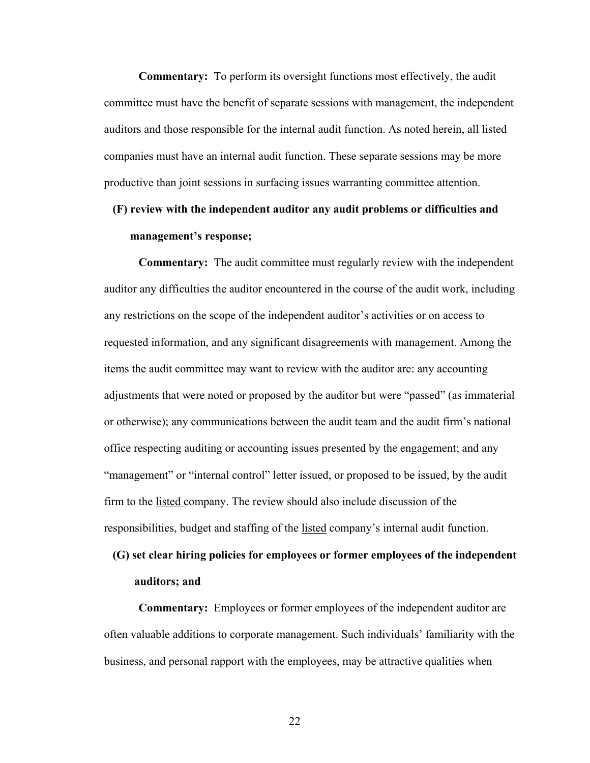**Commentary:** To perform its oversight functions most effectively, the audit committee must have the benefit of separate sessions with management, the independent auditors and those responsible for the internal audit function. As noted herein, all listed companies must have an internal audit function. These separate sessions may be more productive than joint sessions in surfacing issues warranting committee attention.

**(F) review with the independent auditor any audit problems or difficulties and management's response;**

**Commentary:** The audit committee must regularly review with the independent auditor any difficulties the auditor encountered in the course of the audit work, including any restrictions on the scope of the independent auditor's activities or on access to requested information, and any significant disagreements with management. Among the items the audit committee may want to review with the auditor are: any accounting adjustments that were noted or proposed by the auditor but were "passed" (as immaterial or otherwise); any communications between the audit team and the audit firm's national office respecting auditing or accounting issues presented by the engagement; and any "management" or "internal control" letter issued, or proposed to be issued, by the audit firm to the <u>listed</u> company. The review should also include discussion of the responsibilities, budget and staffing of the <u>listed</u> company's internal audit function.

**(G) set clear hiring policies for employees or former employees of the independent auditors; and**

**Commentary:** Employees or former employees of the independent auditor are often valuable additions to corporate management. Such individuals' familiarity with the business, and personal rapport with the employees, may be attractive qualities when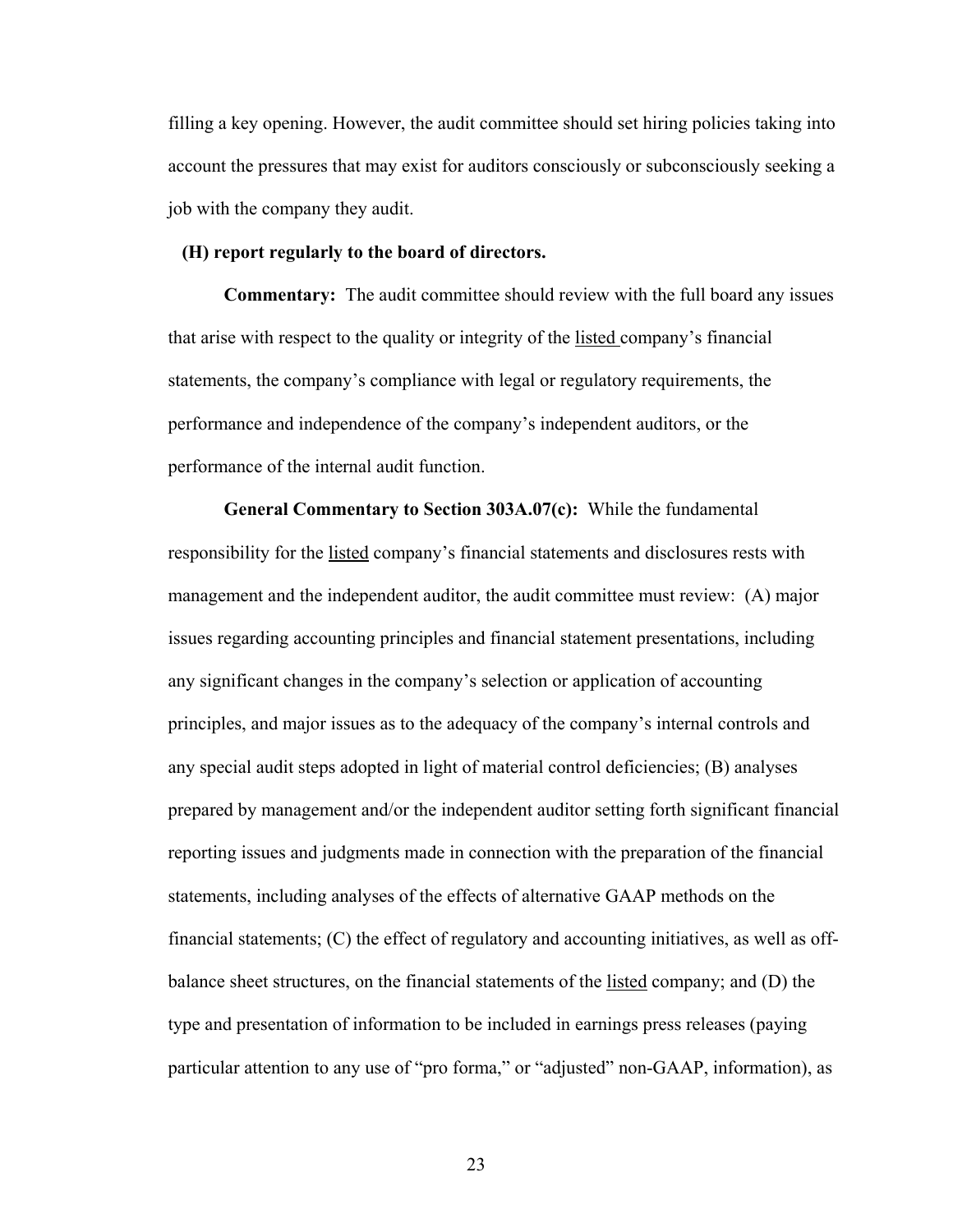filling a key opening. However, the audit committee should set hiring policies taking into account the pressures that may exist for auditors consciously or subconsciously seeking a job with the company they audit.

**(H) report regularly to the board of directors.**

**Commentary:** The audit committee should review with the full board any issues that arise with respect to the quality or integrity of the listed company's financial statements, the company's compliance with legal or regulatory requirements, the performance and independence of the company's independent auditors, or the performance of the internal audit function.

**General Commentary to Section 303A.07(c):** While the fundamental responsibility for the listed company's financial statements and disclosures rests with management and the independent auditor, the audit committee must review: (A) major issues regarding accounting principles and financial statement presentations, including any significant changes in the company's selection or application of accounting principles, and major issues as to the adequacy of the company's internal controls and any special audit steps adopted in light of material control deficiencies; (B) analyses prepared by management and/or the independent auditor setting forth significant financial reporting issues and judgments made in connection with the preparation of the financial statements, including analyses of the effects of alternative GAAP methods on the financial statements; (C) the effect of regulatory and accounting initiatives, as well as off-balance sheet structures, on the financial statements of the listed company; and (D) the type and presentation of information to be included in earnings press releases (paying particular attention to any use of "pro forma," or "adjusted" non-GAAP, information), as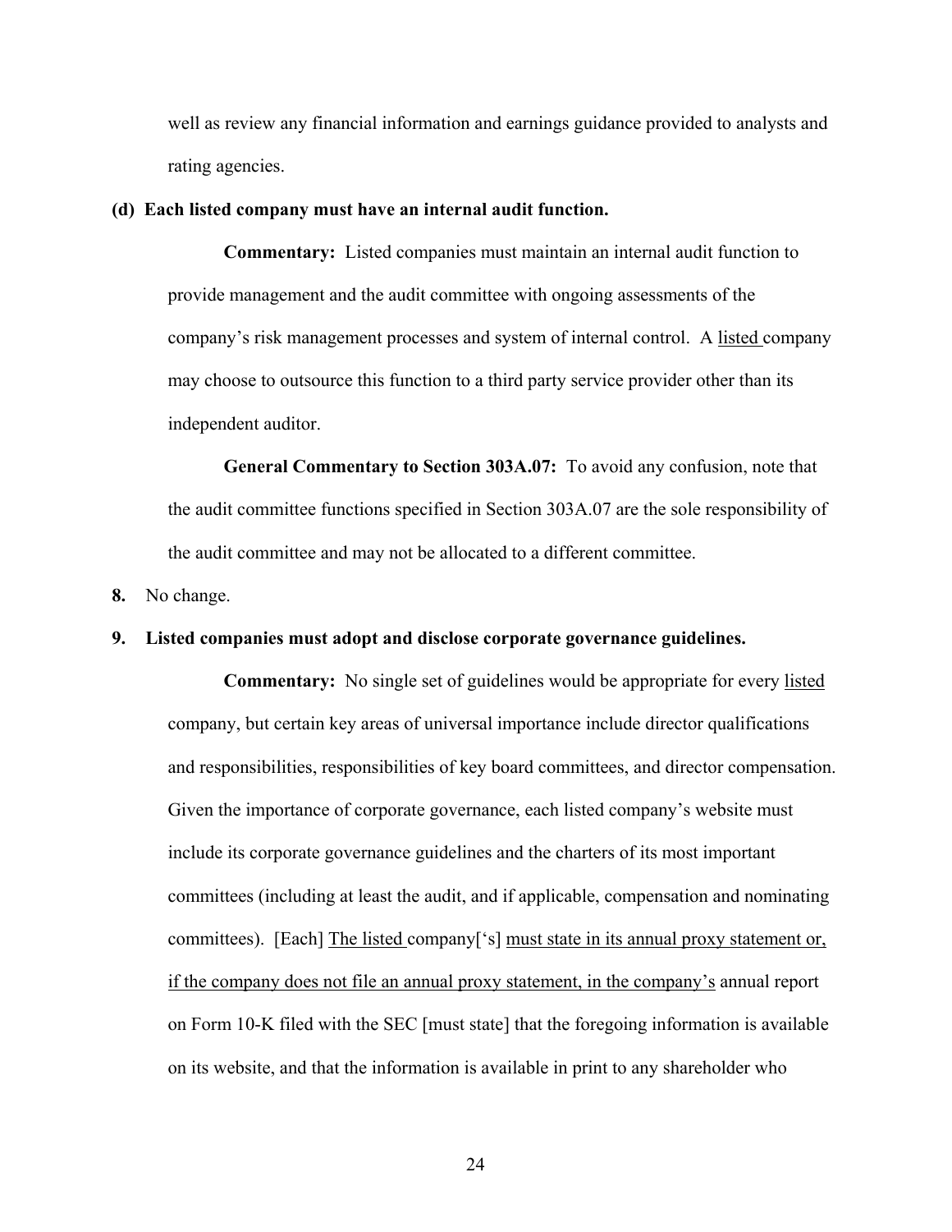well as review any financial information and earnings guidance provided to analysts and rating agencies.

**(d) Each listed company must have an internal audit function.**

**Commentary:** Listed companies must maintain an internal audit function to provide management and the audit committee with ongoing assessments of the company's risk management processes and system of internal control. A <u>listed</u> company may choose to outsource this function to a third party service provider other than its independent auditor.

**General Commentary to Section 303A.07:** To avoid any confusion, note that the audit committee functions specified in Section 303A.07 are the sole responsibility of the audit committee and may not be allocated to a different committee.

**8.** No change.

**9. Listed companies must adopt and disclose corporate governance guidelines.**

**Commentary:** No single set of guidelines would be appropriate for every <u>listed</u> company, but certain key areas of universal importance include director qualifications and responsibilities, responsibilities of key board committees, and director compensation. Given the importance of corporate governance, each listed company's website must include its corporate governance guidelines and the charters of its most important committees (including at least the audit, and if applicable, compensation and nominating committees). [Each] <u>The listed</u> company['s] <u>must state in its annual proxy statement or, if the company does not file an annual proxy statement, in the company's</u> annual report on Form 10-K filed with the SEC [must state] that the foregoing information is available on its website, and that the information is available in print to any shareholder who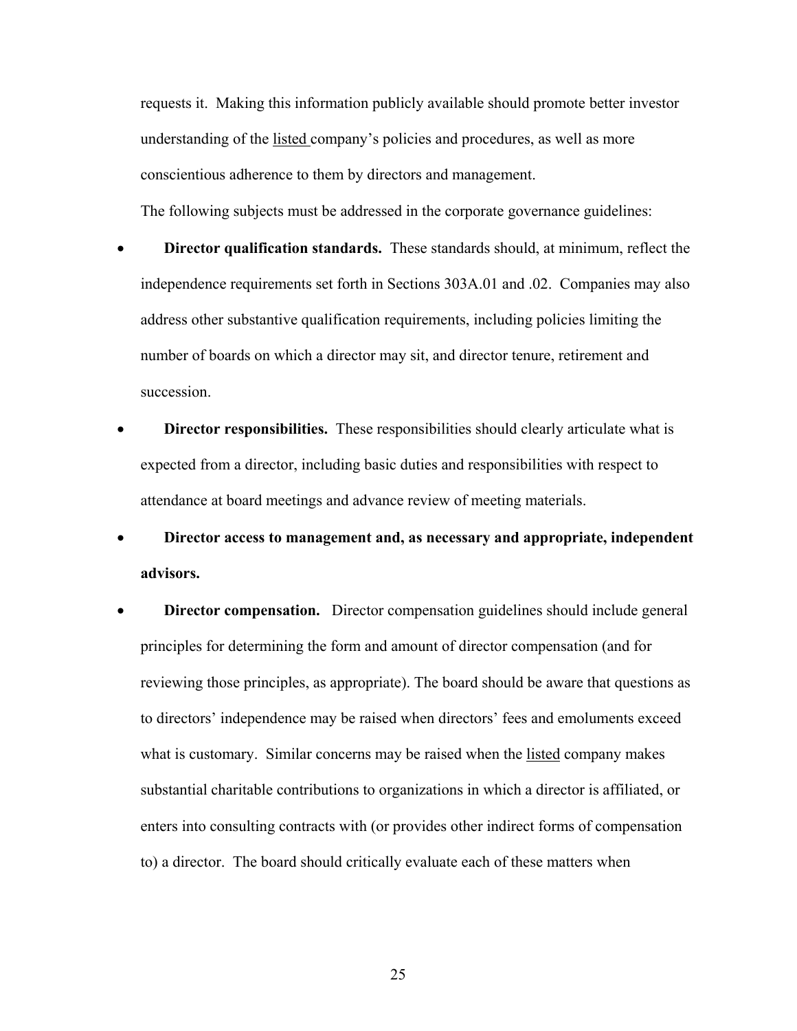requests it. Making this information publicly available should promote better investor understanding of the <u>listed</u> company's policies and procedures, as well as more conscientious adherence to them by directors and management.

The following subjects must be addressed in the corporate governance guidelines:

- **Director qualification standards.** These standards should, at minimum, reflect the independence requirements set forth in Sections 303A.01 and .02. Companies may also address other substantive qualification requirements, including policies limiting the number of boards on which a director may sit, and director tenure, retirement and succession.

- **Director responsibilities.** These responsibilities should clearly articulate what is expected from a director, including basic duties and responsibilities with respect to attendance at board meetings and advance review of meeting materials.

- **Director access to management and, as necessary and appropriate, independent advisors.**

- **Director compensation.** Director compensation guidelines should include general principles for determining the form and amount of director compensation (and for reviewing those principles, as appropriate). The board should be aware that questions as to directors' independence may be raised when directors' fees and emoluments exceed what is customary. Similar concerns may be raised when the <u>listed</u> company makes substantial charitable contributions to organizations in which a director is affiliated, or enters into consulting contracts with (or provides other indirect forms of compensation to) a director. The board should critically evaluate each of these matters when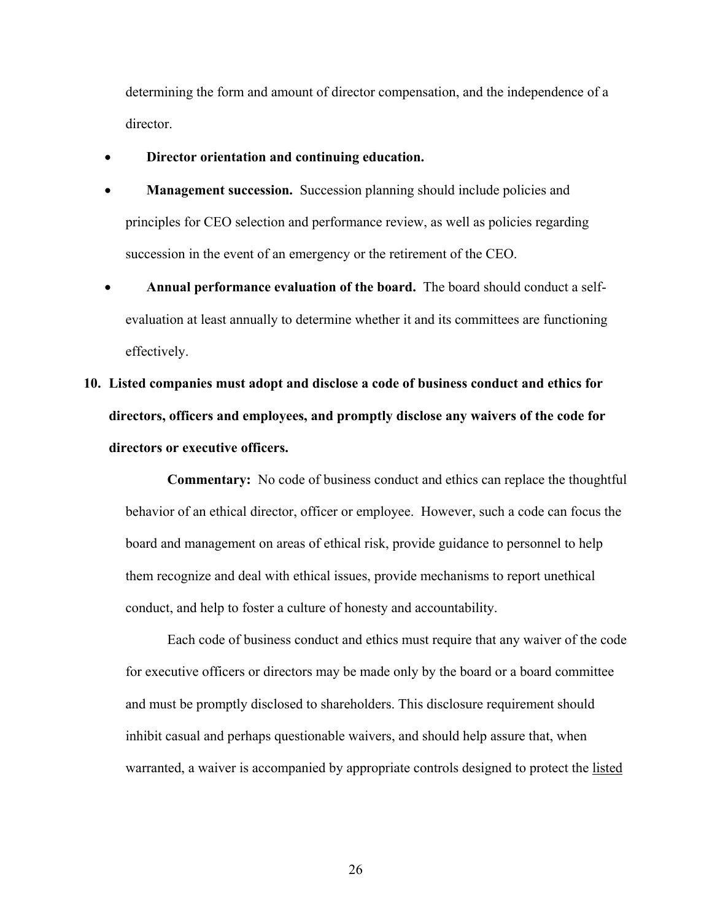determining the form and amount of director compensation, and the independence of a director.

- **Director orientation and continuing education.**
- **Management succession.** Succession planning should include policies and principles for CEO selection and performance review, as well as policies regarding succession in the event of an emergency or the retirement of the CEO.
- **Annual performance evaluation of the board.** The board should conduct a self-evaluation at least annually to determine whether it and its committees are functioning effectively.

**10. Listed companies must adopt and disclose a code of business conduct and ethics for directors, officers and employees, and promptly disclose any waivers of the code for directors or executive officers.**

**Commentary:** No code of business conduct and ethics can replace the thoughtful behavior of an ethical director, officer or employee. However, such a code can focus the board and management on areas of ethical risk, provide guidance to personnel to help them recognize and deal with ethical issues, provide mechanisms to report unethical conduct, and help to foster a culture of honesty and accountability.

Each code of business conduct and ethics must require that any waiver of the code for executive officers or directors may be made only by the board or a board committee and must be promptly disclosed to shareholders. This disclosure requirement should inhibit casual and perhaps questionable waivers, and should help assure that, when warranted, a waiver is accompanied by appropriate controls designed to protect the listed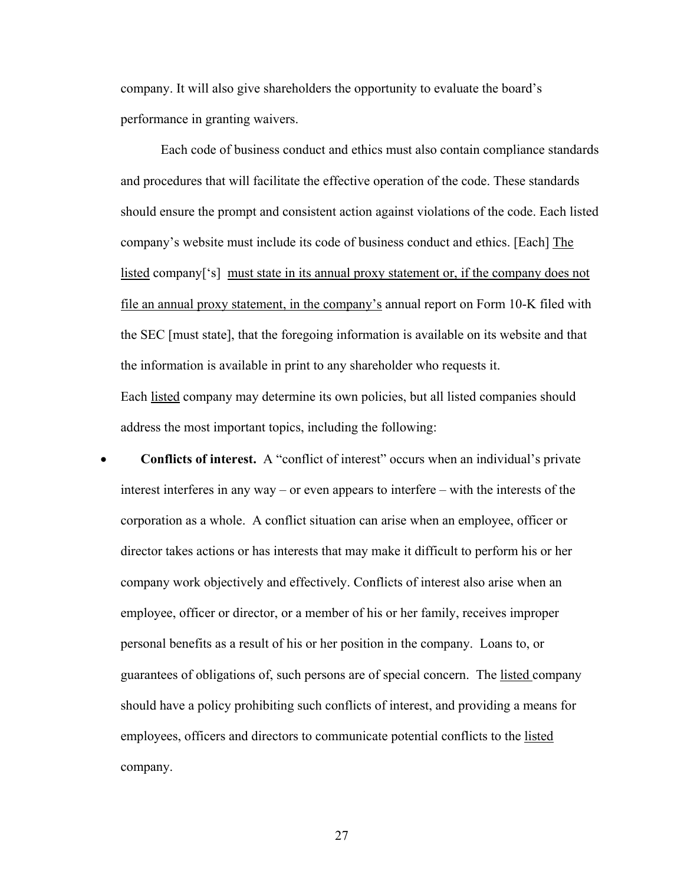company. It will also give shareholders the opportunity to evaluate the board's performance in granting waivers.

Each code of business conduct and ethics must also contain compliance standards and procedures that will facilitate the effective operation of the code. These standards should ensure the prompt and consistent action against violations of the code. Each listed company's website must include its code of business conduct and ethics. [Each] <u>The listed</u> company['s] <u>must state in its annual proxy statement or, if the company does not file an annual proxy statement, in the company's</u> annual report on Form 10-K filed with the SEC [must state], that the foregoing information is available on its website and that the information is available in print to any shareholder who requests it.

Each <u>listed</u> company may determine its own policies, but all listed companies should address the most important topics, including the following:

- **Conflicts of interest.** A "conflict of interest" occurs when an individual's private interest interferes in any way – or even appears to interfere – with the interests of the corporation as a whole. A conflict situation can arise when an employee, officer or director takes actions or has interests that may make it difficult to perform his or her company work objectively and effectively. Conflicts of interest also arise when an employee, officer or director, or a member of his or her family, receives improper personal benefits as a result of his or her position in the company. Loans to, or guarantees of obligations of, such persons are of special concern. The <u>listed</u> company should have a policy prohibiting such conflicts of interest, and providing a means for employees, officers and directors to communicate potential conflicts to the <u>listed</u> company.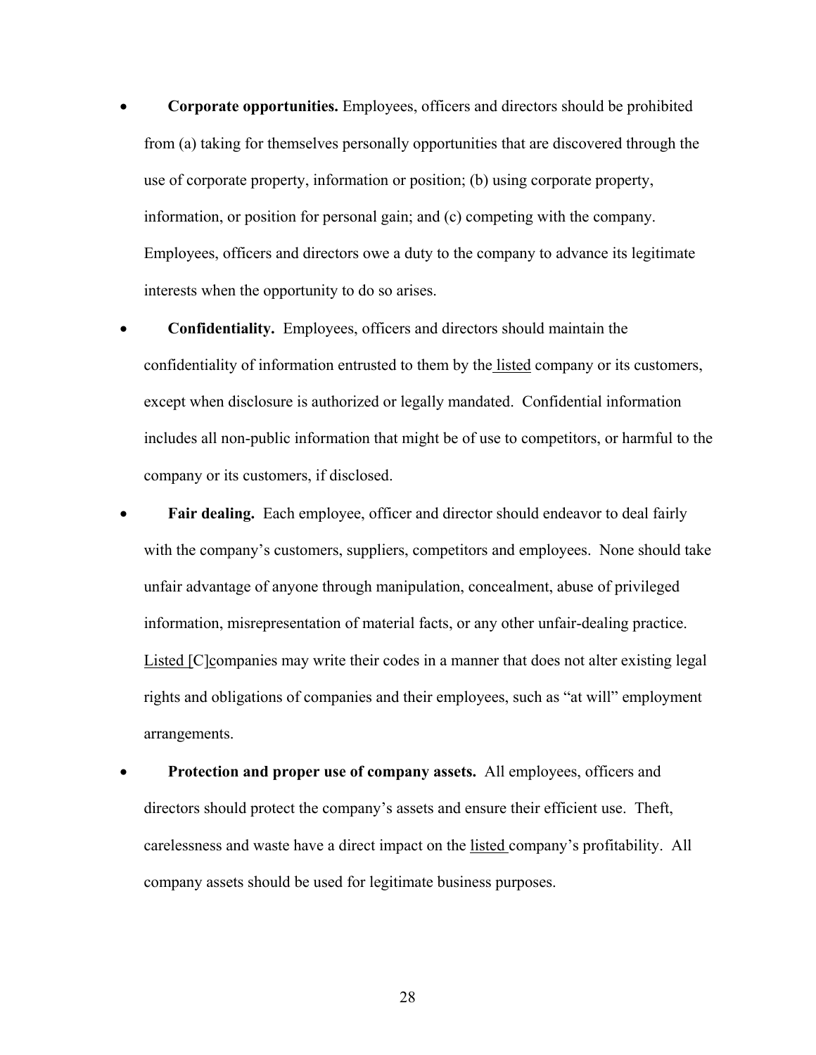- **Corporate opportunities.** Employees, officers and directors should be prohibited from (a) taking for themselves personally opportunities that are discovered through the use of corporate property, information or position; (b) using corporate property, information, or position for personal gain; and (c) competing with the company. Employees, officers and directors owe a duty to the company to advance its legitimate interests when the opportunity to do so arises.

- **Confidentiality.** Employees, officers and directors should maintain the confidentiality of information entrusted to them by the listed company or its customers, except when disclosure is authorized or legally mandated. Confidential information includes all non-public information that might be of use to competitors, or harmful to the company or its customers, if disclosed.

- **Fair dealing.** Each employee, officer and director should endeavor to deal fairly with the company's customers, suppliers, competitors and employees. None should take unfair advantage of anyone through manipulation, concealment, abuse of privileged information, misrepresentation of material facts, or any other unfair-dealing practice. Listed [C]companies may write their codes in a manner that does not alter existing legal rights and obligations of companies and their employees, such as "at will" employment arrangements.

- **Protection and proper use of company assets.** All employees, officers and directors should protect the company's assets and ensure their efficient use. Theft, carelessness and waste have a direct impact on the listed company's profitability. All company assets should be used for legitimate business purposes.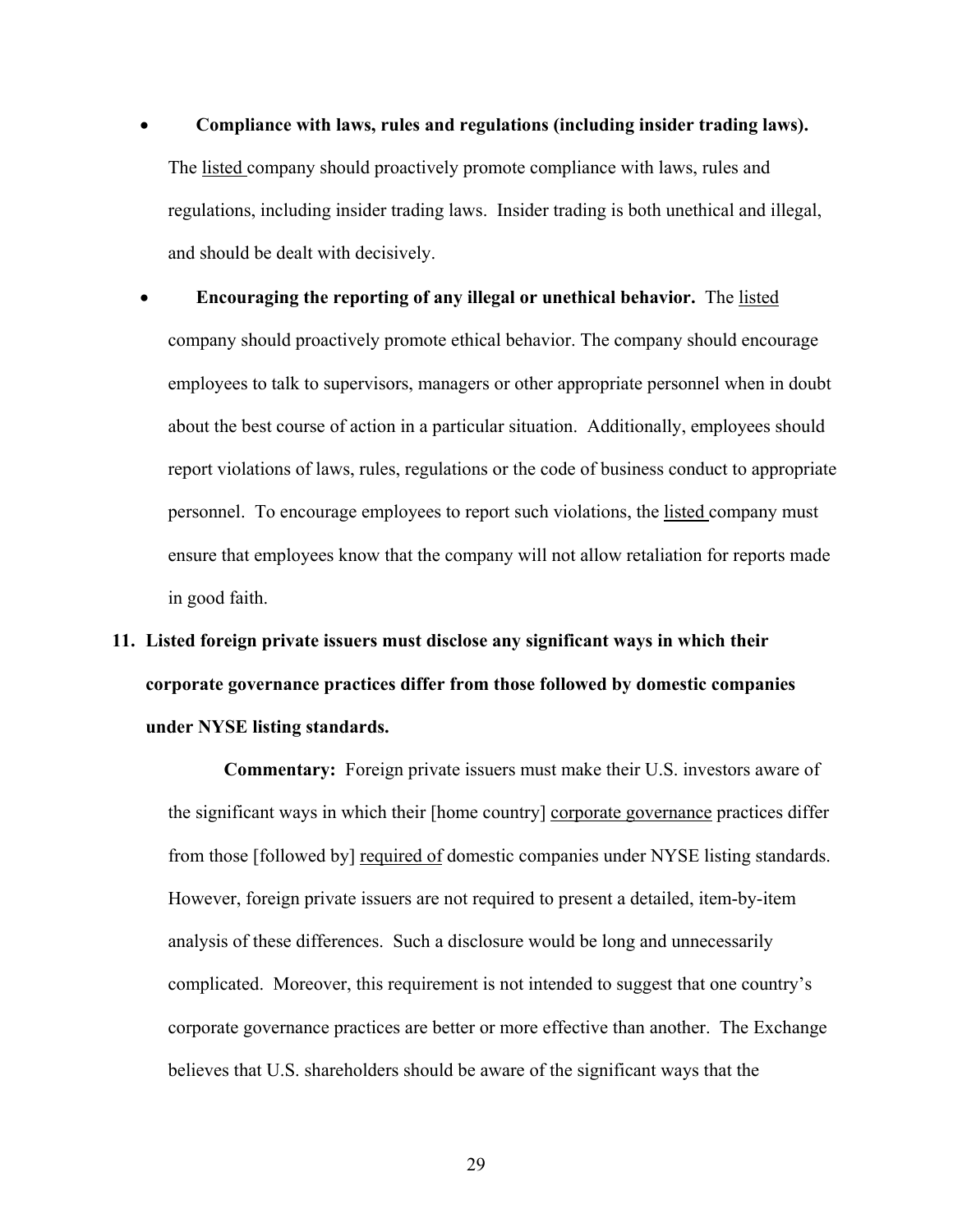- **Compliance with laws, rules and regulations (including insider trading laws).** The listed company should proactively promote compliance with laws, rules and regulations, including insider trading laws. Insider trading is both unethical and illegal, and should be dealt with decisively.

- **Encouraging the reporting of any illegal or unethical behavior.** The listed company should proactively promote ethical behavior. The company should encourage employees to talk to supervisors, managers or other appropriate personnel when in doubt about the best course of action in a particular situation. Additionally, employees should report violations of laws, rules, regulations or the code of business conduct to appropriate personnel. To encourage employees to report such violations, the listed company must ensure that employees know that the company will not allow retaliation for reports made in good faith.

**11. Listed foreign private issuers must disclose any significant ways in which their corporate governance practices differ from those followed by domestic companies under NYSE listing standards.**

**Commentary:** Foreign private issuers must make their U.S. investors aware of the significant ways in which their [home country] corporate governance practices differ from those [followed by] required of domestic companies under NYSE listing standards. However, foreign private issuers are not required to present a detailed, item-by-item analysis of these differences. Such a disclosure would be long and unnecessarily complicated. Moreover, this requirement is not intended to suggest that one country's corporate governance practices are better or more effective than another. The Exchange believes that U.S. shareholders should be aware of the significant ways that the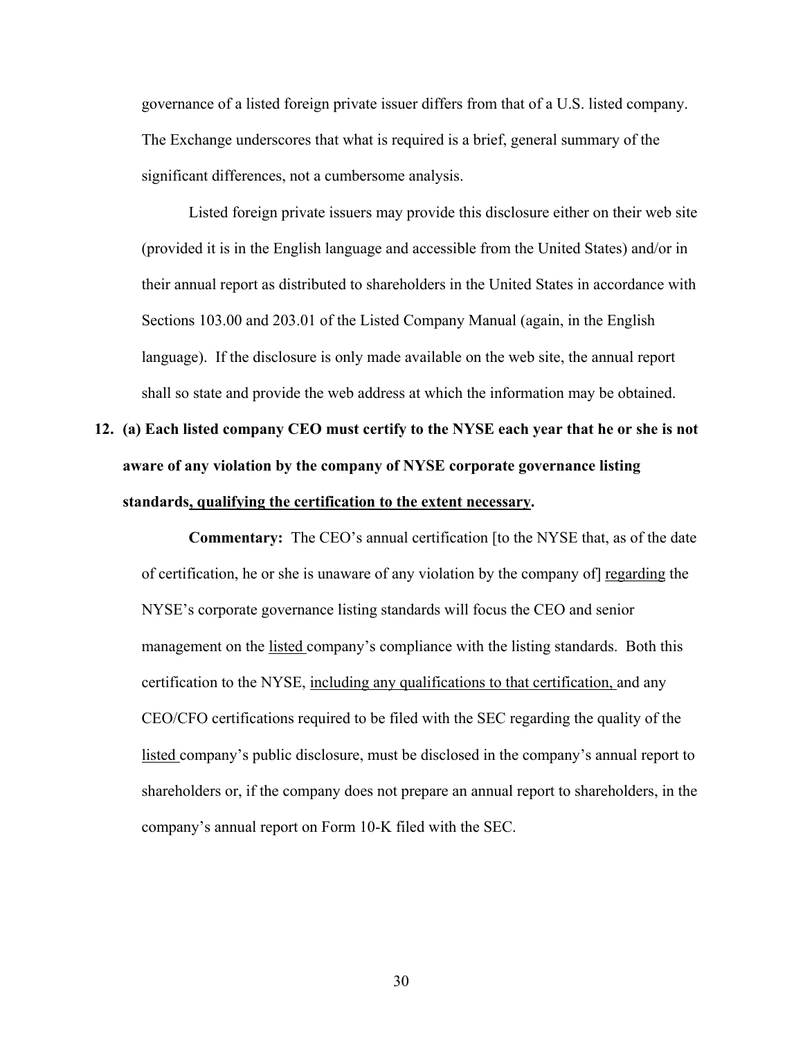governance of a listed foreign private issuer differs from that of a U.S. listed company. The Exchange underscores that what is required is a brief, general summary of the significant differences, not a cumbersome analysis.

Listed foreign private issuers may provide this disclosure either on their web site (provided it is in the English language and accessible from the United States) and/or in their annual report as distributed to shareholders in the United States in accordance with Sections 103.00 and 203.01 of the Listed Company Manual (again, in the English language). If the disclosure is only made available on the web site, the annual report shall so state and provide the web address at which the information may be obtained.

**12. (a) Each listed company CEO must certify to the NYSE each year that he or she is not aware of any violation by the company of NYSE corporate governance listing standards<u>, qualifying the certification to the extent necessary</u>.**

**Commentary:** The CEO's annual certification [to the NYSE that, as of the date of certification, he or she is unaware of any violation by the company of] <u>regarding</u> the NYSE's corporate governance listing standards will focus the CEO and senior management on the <u>listed</u> company's compliance with the listing standards. Both this certification to the NYSE, <u>including any qualifications to that certification,</u> and any CEO/CFO certifications required to be filed with the SEC regarding the quality of the <u>listed</u> company's public disclosure, must be disclosed in the company's annual report to shareholders or, if the company does not prepare an annual report to shareholders, in the company's annual report on Form 10-K filed with the SEC.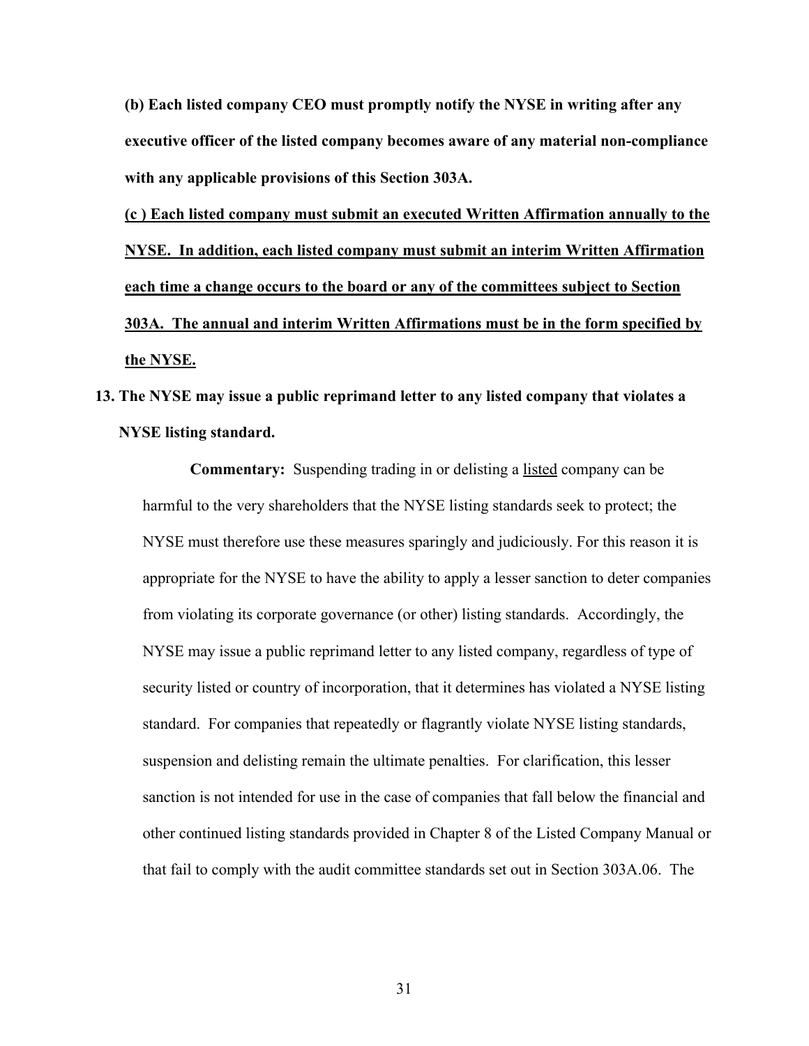**(b) Each listed company CEO must promptly notify the NYSE in writing after any executive officer of the listed company becomes aware of any material non-compliance with any applicable provisions of this Section 303A.**

<u>**(c ) Each listed company must submit an executed Written Affirmation annually to the NYSE. In addition, each listed company must submit an interim Written Affirmation each time a change occurs to the board or any of the committees subject to Section 303A. The annual and interim Written Affirmations must be in the form specified by the NYSE.**</u>

**13. The NYSE may issue a public reprimand letter to any listed company that violates a NYSE listing standard.**

**Commentary:** Suspending trading in or delisting a <u>listed</u> company can be harmful to the very shareholders that the NYSE listing standards seek to protect; the NYSE must therefore use these measures sparingly and judiciously. For this reason it is appropriate for the NYSE to have the ability to apply a lesser sanction to deter companies from violating its corporate governance (or other) listing standards. Accordingly, the NYSE may issue a public reprimand letter to any listed company, regardless of type of security listed or country of incorporation, that it determines has violated a NYSE listing standard. For companies that repeatedly or flagrantly violate NYSE listing standards, suspension and delisting remain the ultimate penalties. For clarification, this lesser sanction is not intended for use in the case of companies that fall below the financial and other continued listing standards provided in Chapter 8 of the Listed Company Manual or that fail to comply with the audit committee standards set out in Section 303A.06. The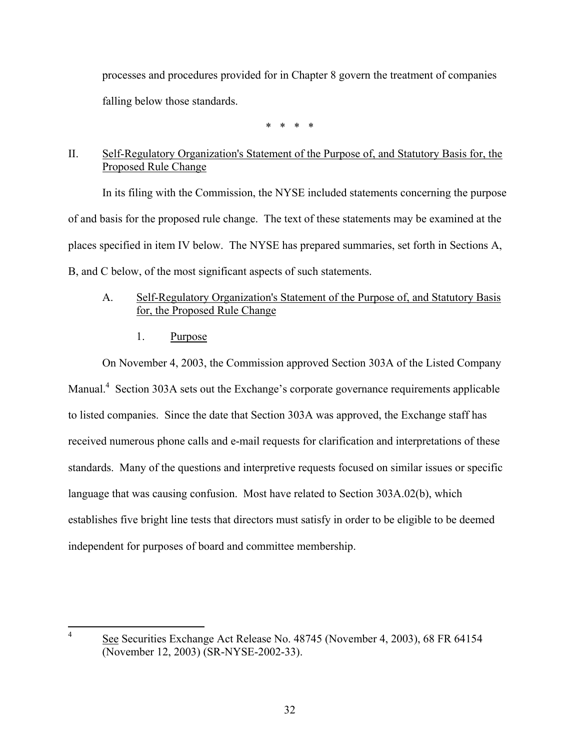processes and procedures provided for in Chapter 8 govern the treatment of companies falling below those standards.

\* \* \* \*

## II. Self-Regulatory Organization's Statement of the Purpose of, and Statutory Basis for, the Proposed Rule Change

In its filing with the Commission, the NYSE included statements concerning the purpose of and basis for the proposed rule change. The text of these statements may be examined at the places specified in item IV below. The NYSE has prepared summaries, set forth in Sections A, B, and C below, of the most significant aspects of such statements.

### A. Self-Regulatory Organization's Statement of the Purpose of, and Statutory Basis for, the Proposed Rule Change

#### 1. Purpose

On November 4, 2003, the Commission approved Section 303A of the Listed Company Manual.[4] Section 303A sets out the Exchange's corporate governance requirements applicable to listed companies. Since the date that Section 303A was approved, the Exchange staff has received numerous phone calls and e-mail requests for clarification and interpretations of these standards. Many of the questions and interpretive requests focused on similar issues or specific language that was causing confusion. Most have related to Section 303A.02(b), which establishes five bright line tests that directors must satisfy in order to be eligible to be deemed independent for purposes of board and committee membership.

---

[4] See Securities Exchange Act Release No. 48745 (November 4, 2003), 68 FR 64154 (November 12, 2003) (SR-NYSE-2002-33).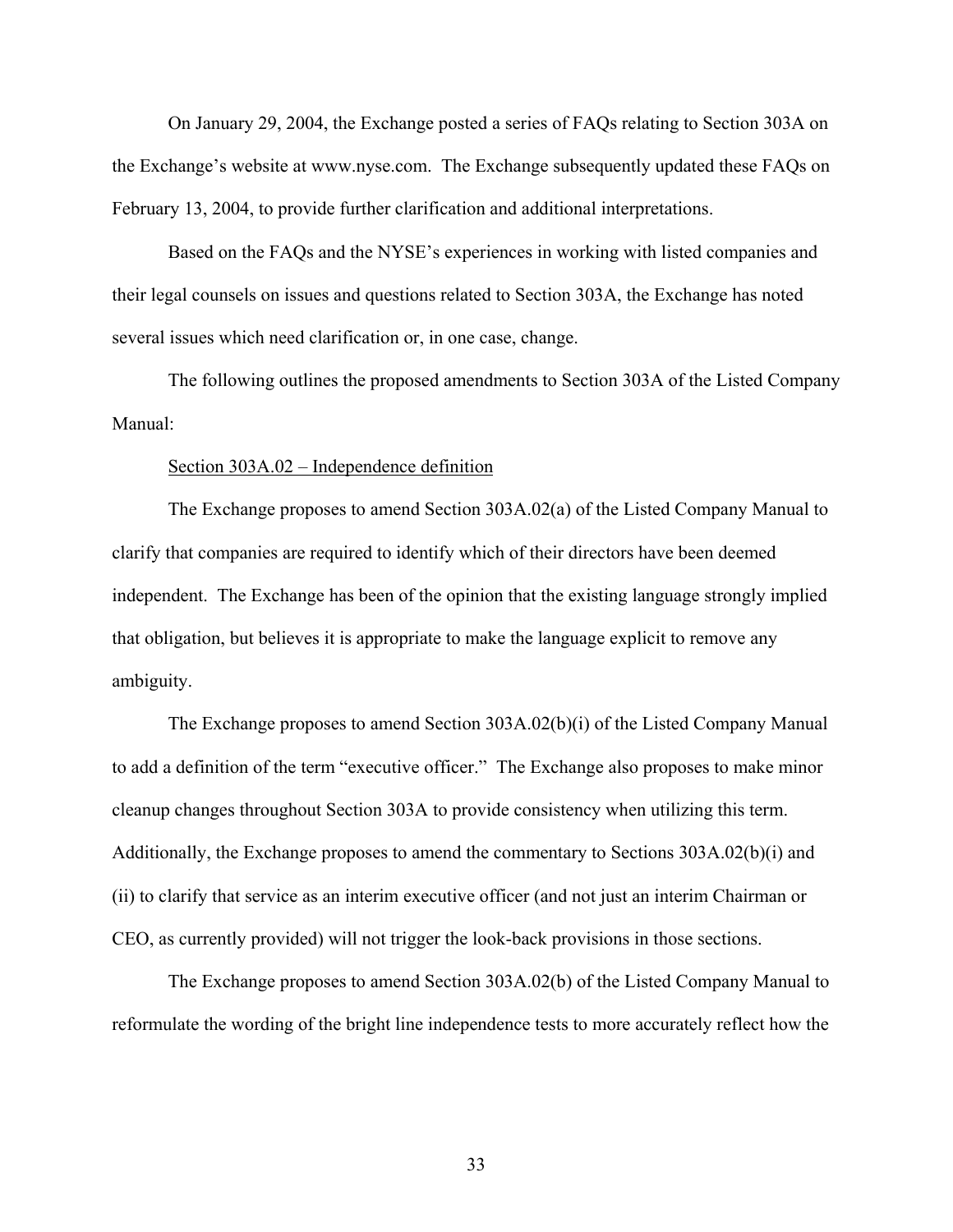On January 29, 2004, the Exchange posted a series of FAQs relating to Section 303A on the Exchange's website at www.nyse.com. The Exchange subsequently updated these FAQs on February 13, 2004, to provide further clarification and additional interpretations.

Based on the FAQs and the NYSE's experiences in working with listed companies and their legal counsels on issues and questions related to Section 303A, the Exchange has noted several issues which need clarification or, in one case, change.

The following outlines the proposed amendments to Section 303A of the Listed Company Manual:

Section 303A.02 – Independence definition

The Exchange proposes to amend Section 303A.02(a) of the Listed Company Manual to clarify that companies are required to identify which of their directors have been deemed independent. The Exchange has been of the opinion that the existing language strongly implied that obligation, but believes it is appropriate to make the language explicit to remove any ambiguity.

The Exchange proposes to amend Section 303A.02(b)(i) of the Listed Company Manual to add a definition of the term "executive officer." The Exchange also proposes to make minor cleanup changes throughout Section 303A to provide consistency when utilizing this term. Additionally, the Exchange proposes to amend the commentary to Sections 303A.02(b)(i) and (ii) to clarify that service as an interim executive officer (and not just an interim Chairman or CEO, as currently provided) will not trigger the look-back provisions in those sections.

The Exchange proposes to amend Section 303A.02(b) of the Listed Company Manual to reformulate the wording of the bright line independence tests to more accurately reflect how the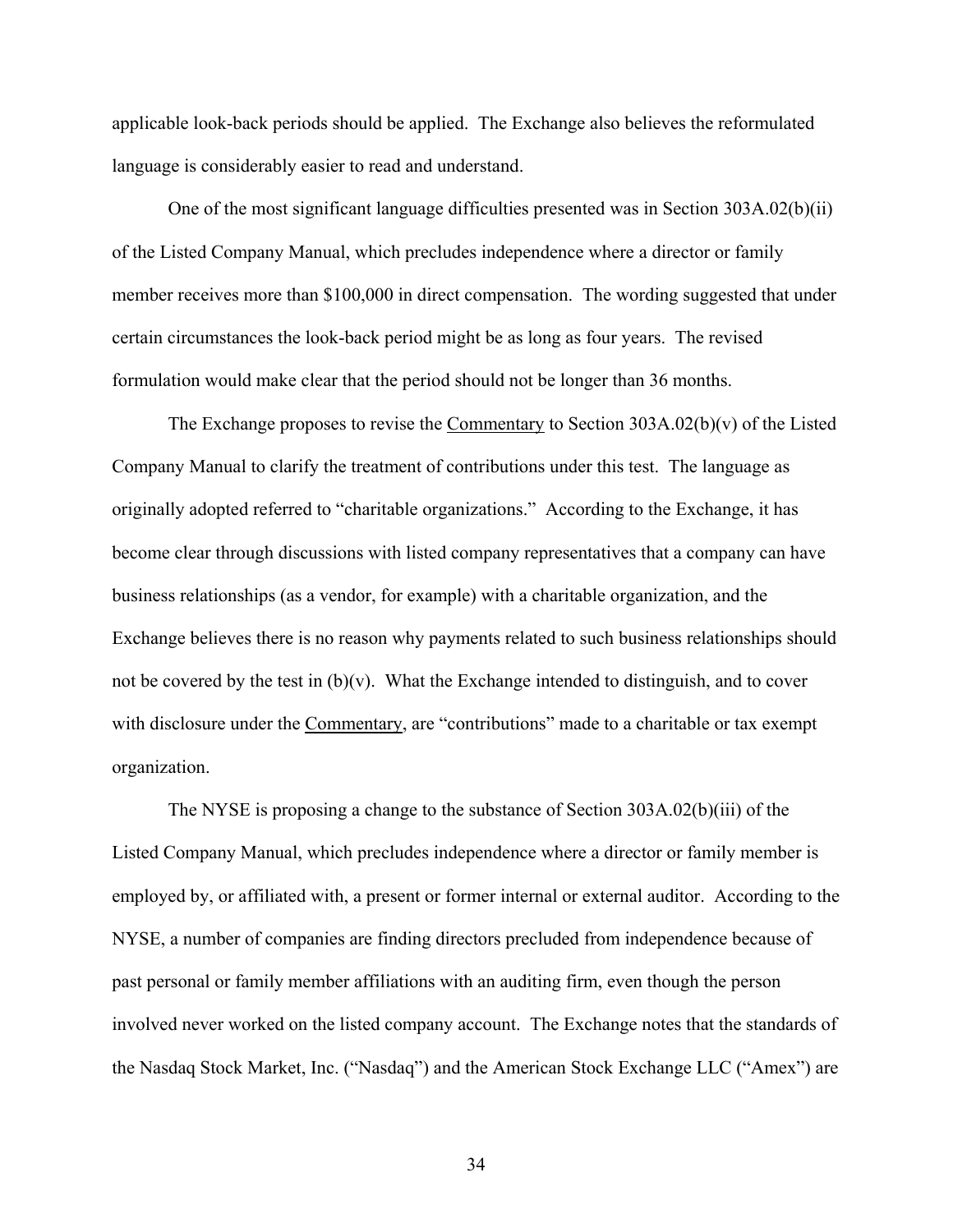applicable look-back periods should be applied. The Exchange also believes the reformulated language is considerably easier to read and understand.

One of the most significant language difficulties presented was in Section 303A.02(b)(ii) of the Listed Company Manual, which precludes independence where a director or family member receives more than $100,000 in direct compensation. The wording suggested that under certain circumstances the look-back period might be as long as four years. The revised formulation would make clear that the period should not be longer than 36 months.

The Exchange proposes to revise the Commentary to Section 303A.02(b)(v) of the Listed Company Manual to clarify the treatment of contributions under this test. The language as originally adopted referred to "charitable organizations." According to the Exchange, it has become clear through discussions with listed company representatives that a company can have business relationships (as a vendor, for example) with a charitable organization, and the Exchange believes there is no reason why payments related to such business relationships should not be covered by the test in (b)(v). What the Exchange intended to distinguish, and to cover with disclosure under the Commentary, are "contributions" made to a charitable or tax exempt organization.

The NYSE is proposing a change to the substance of Section 303A.02(b)(iii) of the Listed Company Manual, which precludes independence where a director or family member is employed by, or affiliated with, a present or former internal or external auditor. According to the NYSE, a number of companies are finding directors precluded from independence because of past personal or family member affiliations with an auditing firm, even though the person involved never worked on the listed company account. The Exchange notes that the standards of the Nasdaq Stock Market, Inc. ("Nasdaq") and the American Stock Exchange LLC ("Amex") are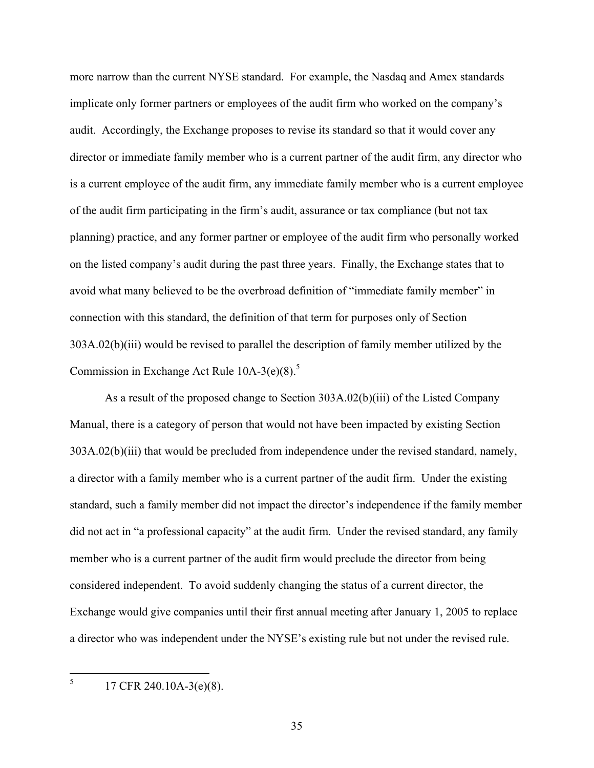more narrow than the current NYSE standard. For example, the Nasdaq and Amex standards implicate only former partners or employees of the audit firm who worked on the company's audit. Accordingly, the Exchange proposes to revise its standard so that it would cover any director or immediate family member who is a current partner of the audit firm, any director who is a current employee of the audit firm, any immediate family member who is a current employee of the audit firm participating in the firm's audit, assurance or tax compliance (but not tax planning) practice, and any former partner or employee of the audit firm who personally worked on the listed company's audit during the past three years. Finally, the Exchange states that to avoid what many believed to be the overbroad definition of "immediate family member" in connection with this standard, the definition of that term for purposes only of Section 303A.02(b)(iii) would be revised to parallel the description of family member utilized by the Commission in Exchange Act Rule 10A-3(e)(8).[5]

As a result of the proposed change to Section 303A.02(b)(iii) of the Listed Company Manual, there is a category of person that would not have been impacted by existing Section 303A.02(b)(iii) that would be precluded from independence under the revised standard, namely, a director with a family member who is a current partner of the audit firm. Under the existing standard, such a family member did not impact the director's independence if the family member did not act in "a professional capacity" at the audit firm. Under the revised standard, any family member who is a current partner of the audit firm would preclude the director from being considered independent. To avoid suddenly changing the status of a current director, the Exchange would give companies until their first annual meeting after January 1, 2005 to replace a director who was independent under the NYSE's existing rule but not under the revised rule.

---

[5] 17 CFR 240.10A-3(e)(8).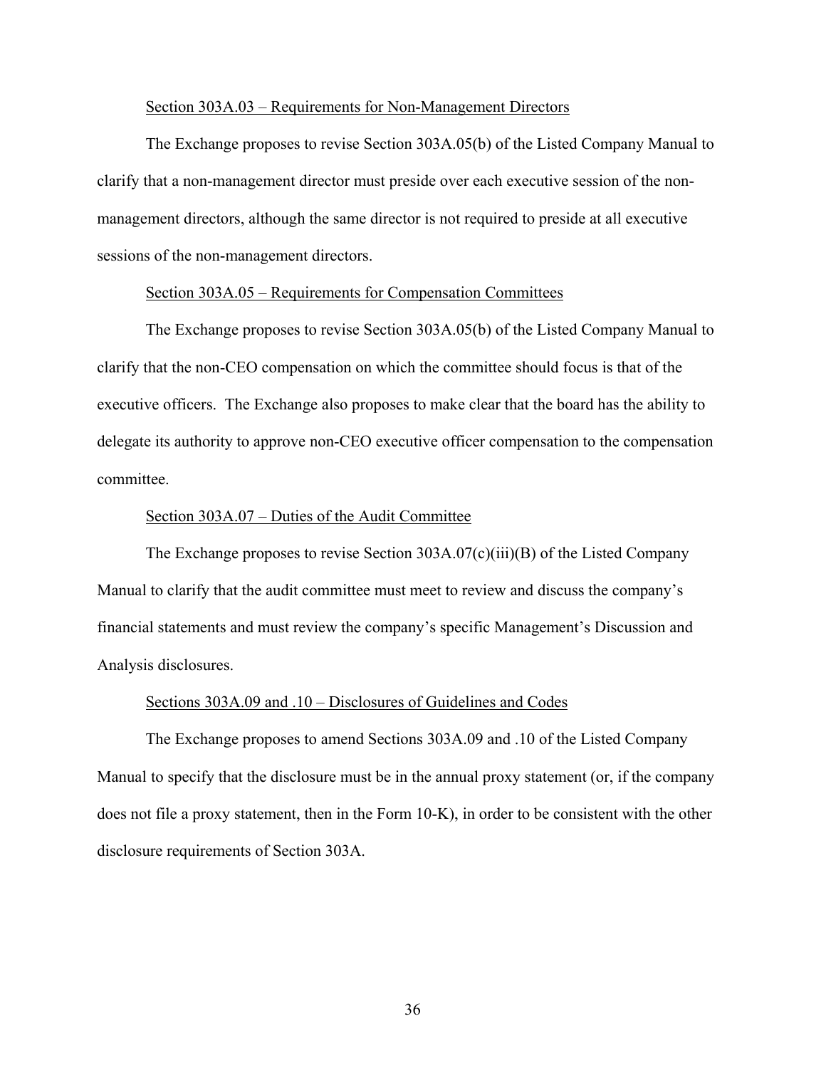Section 303A.03 – Requirements for Non-Management Directors

The Exchange proposes to revise Section 303A.05(b) of the Listed Company Manual to clarify that a non-management director must preside over each executive session of the non-management directors, although the same director is not required to preside at all executive sessions of the non-management directors.

Section 303A.05 – Requirements for Compensation Committees

The Exchange proposes to revise Section 303A.05(b) of the Listed Company Manual to clarify that the non-CEO compensation on which the committee should focus is that of the executive officers. The Exchange also proposes to make clear that the board has the ability to delegate its authority to approve non-CEO executive officer compensation to the compensation committee.

Section 303A.07 – Duties of the Audit Committee

The Exchange proposes to revise Section 303A.07(c)(iii)(B) of the Listed Company Manual to clarify that the audit committee must meet to review and discuss the company's financial statements and must review the company's specific Management's Discussion and Analysis disclosures.

Sections 303A.09 and .10 – Disclosures of Guidelines and Codes

The Exchange proposes to amend Sections 303A.09 and .10 of the Listed Company Manual to specify that the disclosure must be in the annual proxy statement (or, if the company does not file a proxy statement, then in the Form 10-K), in order to be consistent with the other disclosure requirements of Section 303A.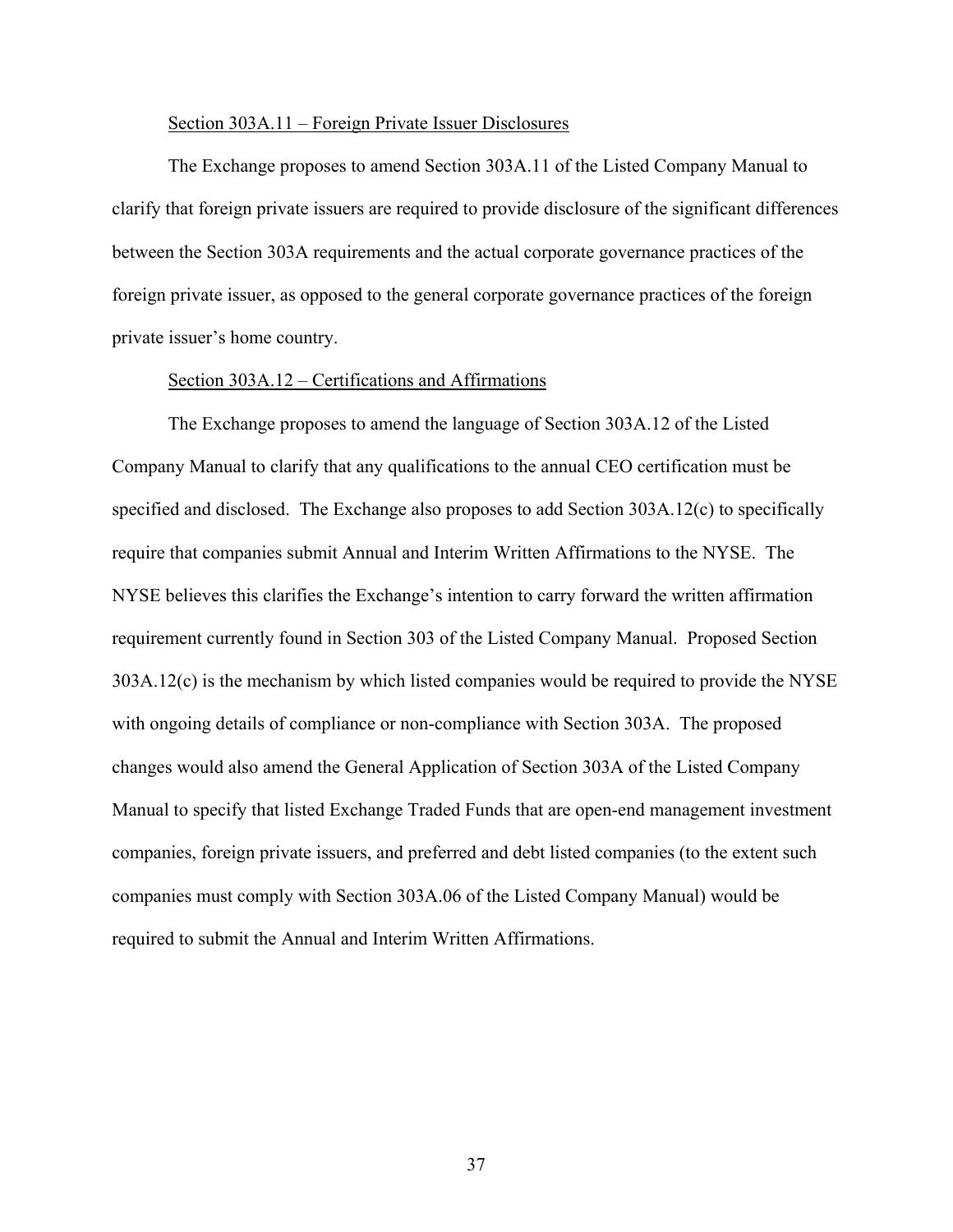Section 303A.11 – Foreign Private Issuer Disclosures

The Exchange proposes to amend Section 303A.11 of the Listed Company Manual to clarify that foreign private issuers are required to provide disclosure of the significant differences between the Section 303A requirements and the actual corporate governance practices of the foreign private issuer, as opposed to the general corporate governance practices of the foreign private issuer's home country.

Section 303A.12 – Certifications and Affirmations

The Exchange proposes to amend the language of Section 303A.12 of the Listed Company Manual to clarify that any qualifications to the annual CEO certification must be specified and disclosed. The Exchange also proposes to add Section 303A.12(c) to specifically require that companies submit Annual and Interim Written Affirmations to the NYSE. The NYSE believes this clarifies the Exchange's intention to carry forward the written affirmation requirement currently found in Section 303 of the Listed Company Manual. Proposed Section 303A.12(c) is the mechanism by which listed companies would be required to provide the NYSE with ongoing details of compliance or non-compliance with Section 303A. The proposed changes would also amend the General Application of Section 303A of the Listed Company Manual to specify that listed Exchange Traded Funds that are open-end management investment companies, foreign private issuers, and preferred and debt listed companies (to the extent such companies must comply with Section 303A.06 of the Listed Company Manual) would be required to submit the Annual and Interim Written Affirmations.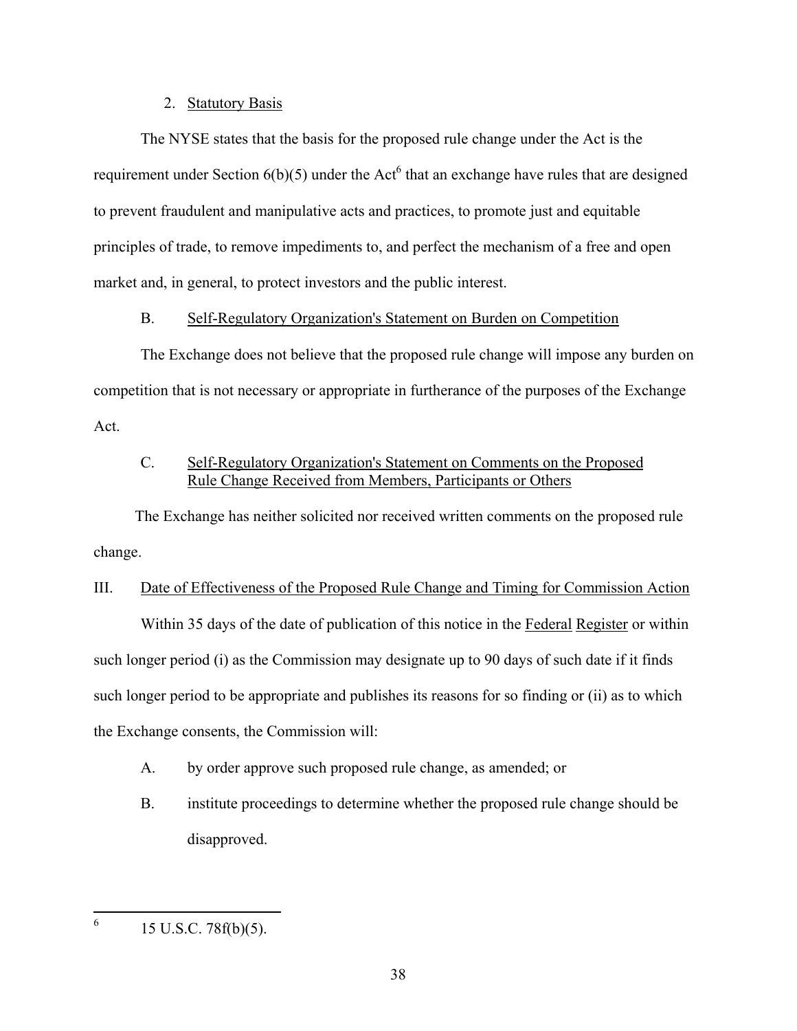2. Statutory Basis

The NYSE states that the basis for the proposed rule change under the Act is the requirement under Section 6(b)(5) under the Act[6] that an exchange have rules that are designed to prevent fraudulent and manipulative acts and practices, to promote just and equitable principles of trade, to remove impediments to, and perfect the mechanism of a free and open market and, in general, to protect investors and the public interest.

B. Self-Regulatory Organization's Statement on Burden on Competition

The Exchange does not believe that the proposed rule change will impose any burden on competition that is not necessary or appropriate in furtherance of the purposes of the Exchange Act.

C. Self-Regulatory Organization's Statement on Comments on the Proposed Rule Change Received from Members, Participants or Others

The Exchange has neither solicited nor received written comments on the proposed rule change.

III. Date of Effectiveness of the Proposed Rule Change and Timing for Commission Action

Within 35 days of the date of publication of this notice in the Federal Register or within such longer period (i) as the Commission may designate up to 90 days of such date if it finds such longer period to be appropriate and publishes its reasons for so finding or (ii) as to which the Exchange consents, the Commission will:

A. by order approve such proposed rule change, as amended; or

B. institute proceedings to determine whether the proposed rule change should be disapproved.

---

[6] 15 U.S.C. 78f(b)(5).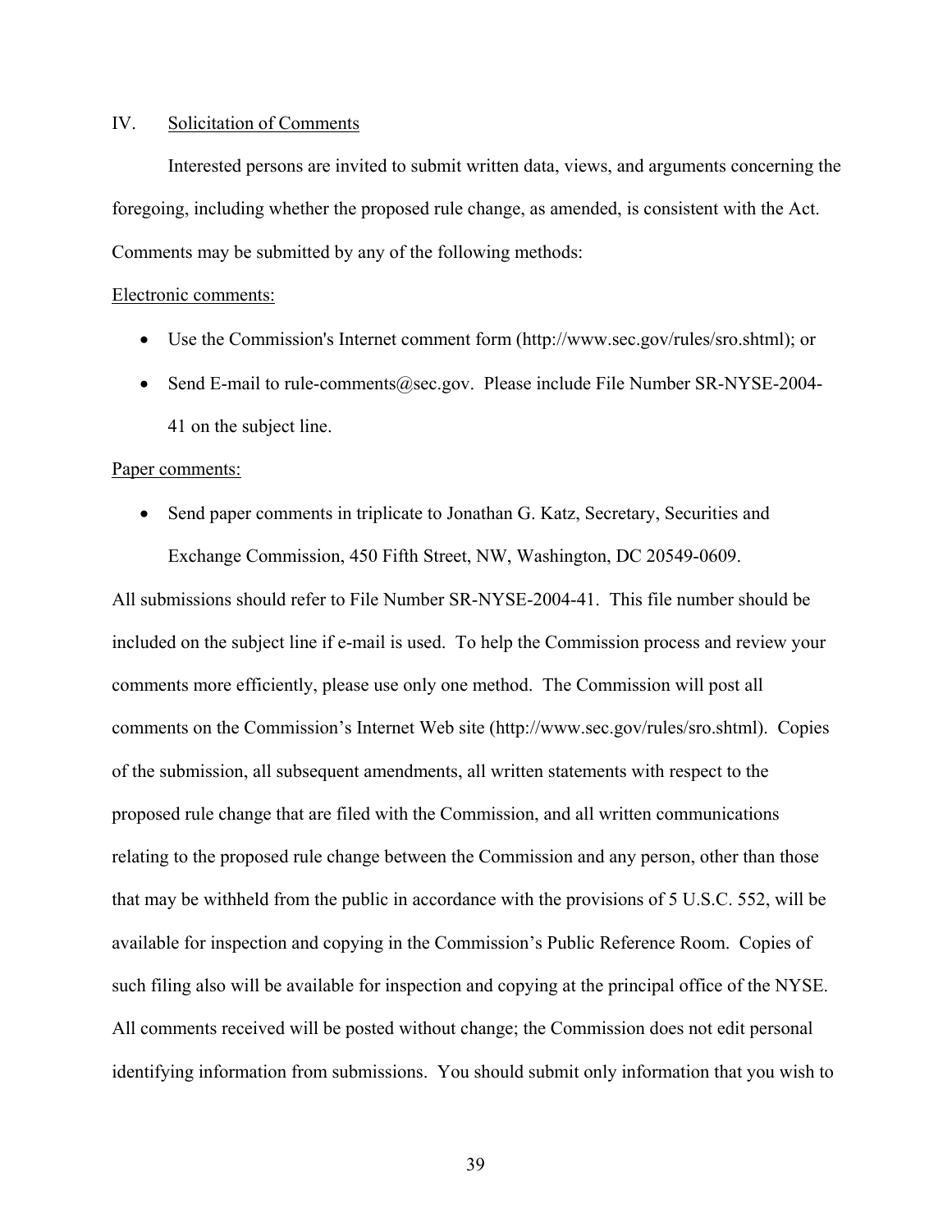## IV. Solicitation of Comments

Interested persons are invited to submit written data, views, and arguments concerning the foregoing, including whether the proposed rule change, as amended, is consistent with the Act. Comments may be submitted by any of the following methods:

Electronic comments:

- Use the Commission's Internet comment form (http://www.sec.gov/rules/sro.shtml); or
- Send E-mail to rule-comments@sec.gov. Please include File Number SR-NYSE-2004-41 on the subject line.

Paper comments:

- Send paper comments in triplicate to Jonathan G. Katz, Secretary, Securities and Exchange Commission, 450 Fifth Street, NW, Washington, DC 20549-0609.

All submissions should refer to File Number SR-NYSE-2004-41. This file number should be included on the subject line if e-mail is used. To help the Commission process and review your comments more efficiently, please use only one method. The Commission will post all comments on the Commission's Internet Web site (http://www.sec.gov/rules/sro.shtml). Copies of the submission, all subsequent amendments, all written statements with respect to the proposed rule change that are filed with the Commission, and all written communications relating to the proposed rule change between the Commission and any person, other than those that may be withheld from the public in accordance with the provisions of 5 U.S.C. 552, will be available for inspection and copying in the Commission's Public Reference Room. Copies of such filing also will be available for inspection and copying at the principal office of the NYSE. All comments received will be posted without change; the Commission does not edit personal identifying information from submissions. You should submit only information that you wish to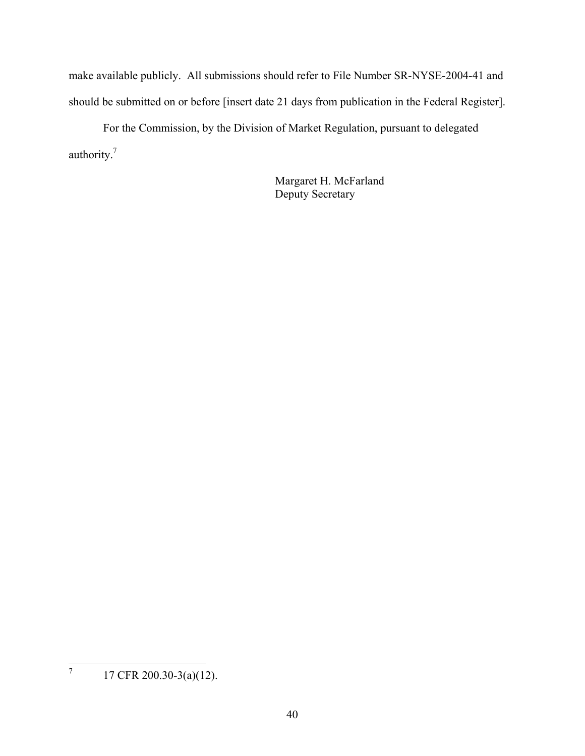make available publicly. All submissions should refer to File Number SR-NYSE-2004-41 and should be submitted on or before [insert date 21 days from publication in the Federal Register].

For the Commission, by the Division of Market Regulation, pursuant to delegated authority.[7]

Margaret H. McFarland
Deputy Secretary

---

[7] 17 CFR 200.30-3(a)(12).